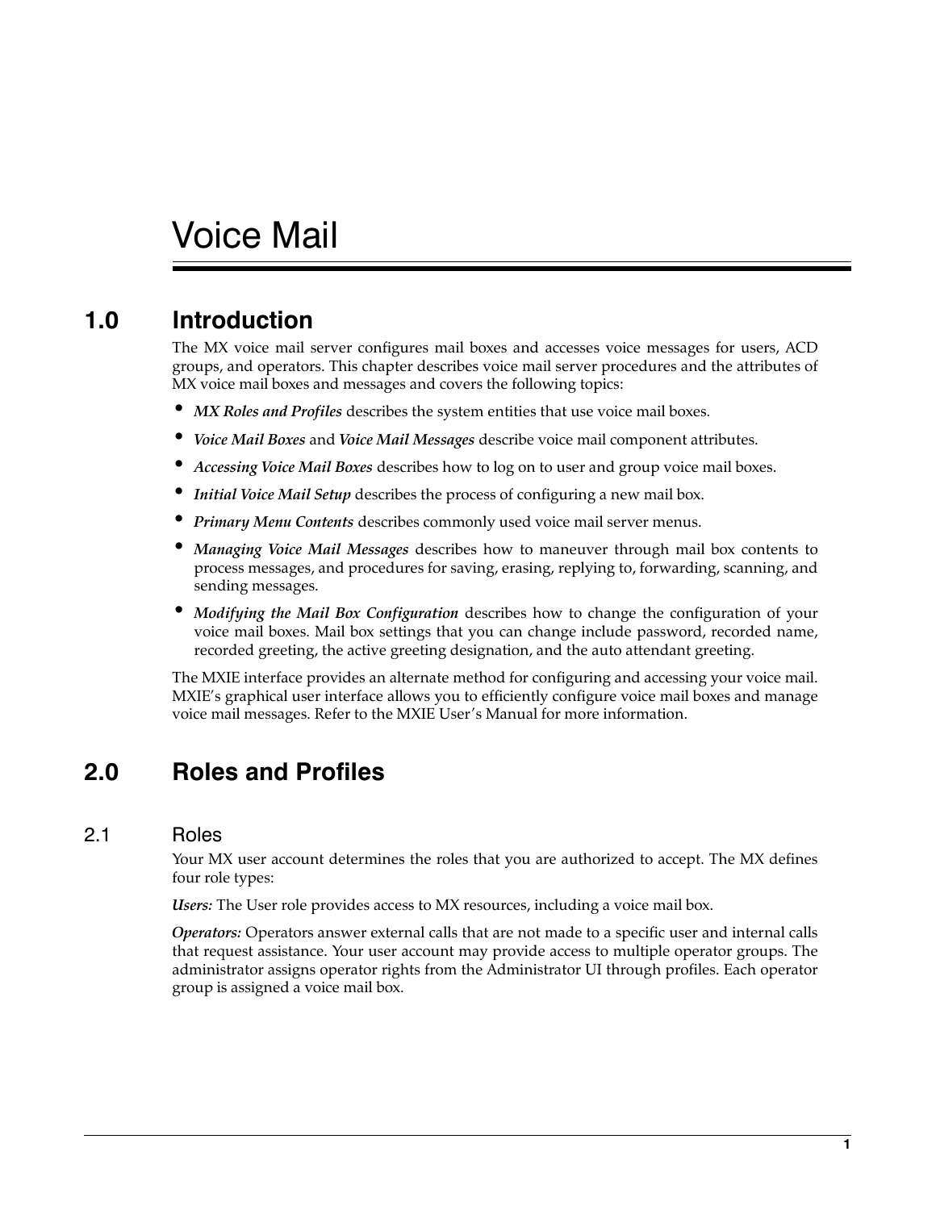# Voice Mail

## 1.0 Introduction

The MX voice mail server configures mail boxes and accesses voice messages for users, ACD groups, and operators. This chapter describes voice mail server procedures and the attributes of MX voice mail boxes and messages and covers the following topics:

- ***MX Roles and Profiles*** describes the system entities that use voice mail boxes.
- ***Voice Mail Boxes*** and ***Voice Mail Messages*** describe voice mail component attributes.
- ***Accessing Voice Mail Boxes*** describes how to log on to user and group voice mail boxes.
- ***Initial Voice Mail Setup*** describes the process of configuring a new mail box.
- ***Primary Menu Contents*** describes commonly used voice mail server menus.
- ***Managing Voice Mail Messages*** describes how to maneuver through mail box contents to process messages, and procedures for saving, erasing, replying to, forwarding, scanning, and sending messages.
- ***Modifying the Mail Box Configuration*** describes how to change the configuration of your voice mail boxes. Mail box settings that you can change include password, recorded name, recorded greeting, the active greeting designation, and the auto attendant greeting.

The MXIE interface provides an alternate method for configuring and accessing your voice mail. MXIE's graphical user interface allows you to efficiently configure voice mail boxes and manage voice mail messages. Refer to the MXIE User's Manual for more information.

## 2.0 Roles and Profiles

### 2.1 Roles

Your MX user account determines the roles that you are authorized to accept. The MX defines four role types:

***Users:*** The User role provides access to MX resources, including a voice mail box.

***Operators:*** Operators answer external calls that are not made to a specific user and internal calls that request assistance. Your user account may provide access to multiple operator groups. The administrator assigns operator rights from the Administrator UI through profiles. Each operator group is assigned a voice mail box.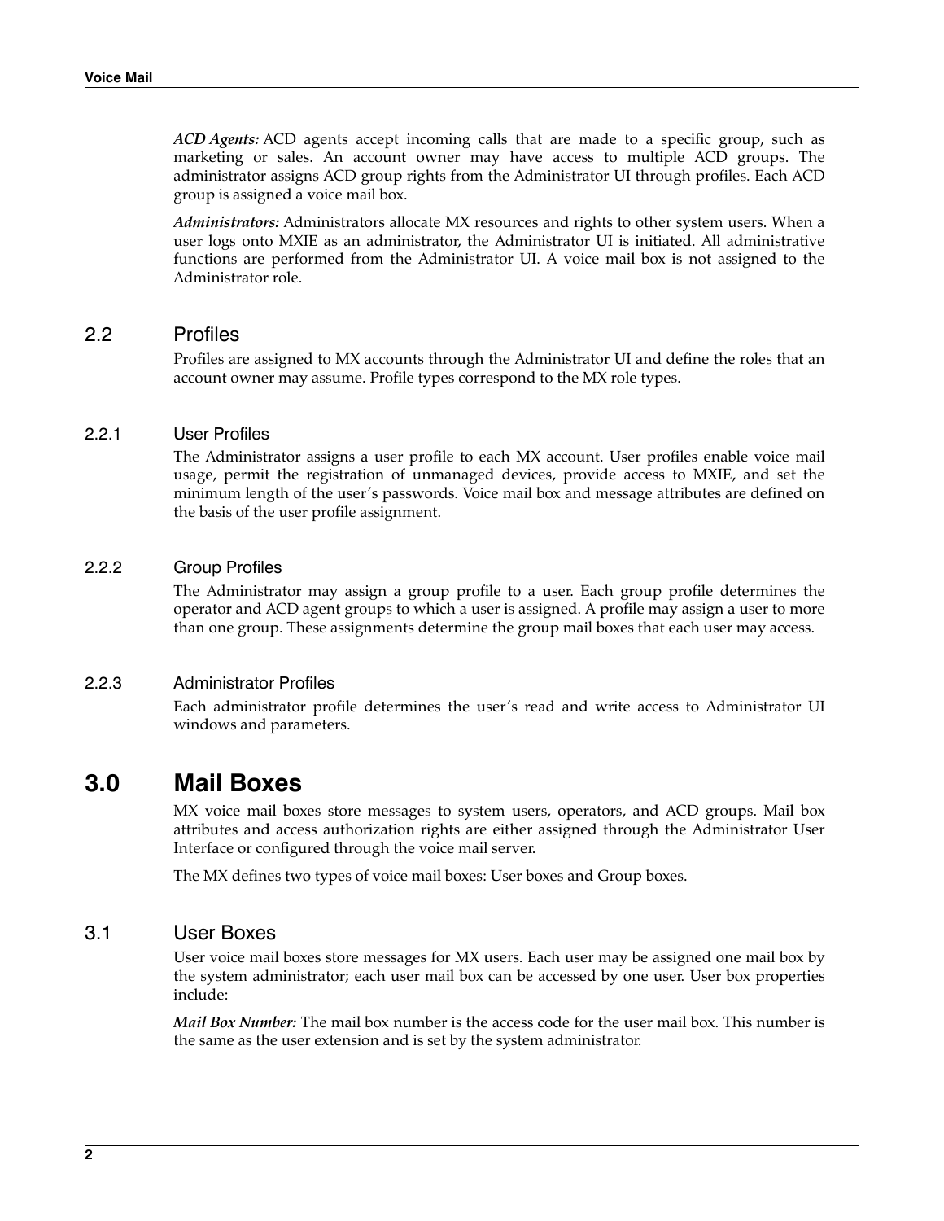***ACD Agents:*** ACD agents accept incoming calls that are made to a specific group, such as marketing or sales. An account owner may have access to multiple ACD groups. The administrator assigns ACD group rights from the Administrator UI through profiles. Each ACD group is assigned a voice mail box.

***Administrators:*** Administrators allocate MX resources and rights to other system users. When a user logs onto MXIE as an administrator, the Administrator UI is initiated. All administrative functions are performed from the Administrator UI. A voice mail box is not assigned to the Administrator role.

## 2.2 Profiles

Profiles are assigned to MX accounts through the Administrator UI and define the roles that an account owner may assume. Profile types correspond to the MX role types.

### 2.2.1 User Profiles

The Administrator assigns a user profile to each MX account. User profiles enable voice mail usage, permit the registration of unmanaged devices, provide access to MXIE, and set the minimum length of the user's passwords. Voice mail box and message attributes are defined on the basis of the user profile assignment.

### 2.2.2 Group Profiles

The Administrator may assign a group profile to a user. Each group profile determines the operator and ACD agent groups to which a user is assigned. A profile may assign a user to more than one group. These assignments determine the group mail boxes that each user may access.

### 2.2.3 Administrator Profiles

Each administrator profile determines the user's read and write access to Administrator UI windows and parameters.

# 3.0 Mail Boxes

MX voice mail boxes store messages to system users, operators, and ACD groups. Mail box attributes and access authorization rights are either assigned through the Administrator User Interface or configured through the voice mail server.

The MX defines two types of voice mail boxes: User boxes and Group boxes.

## 3.1 User Boxes

User voice mail boxes store messages for MX users. Each user may be assigned one mail box by the system administrator; each user mail box can be accessed by one user. User box properties include:

***Mail Box Number:*** The mail box number is the access code for the user mail box. This number is the same as the user extension and is set by the system administrator.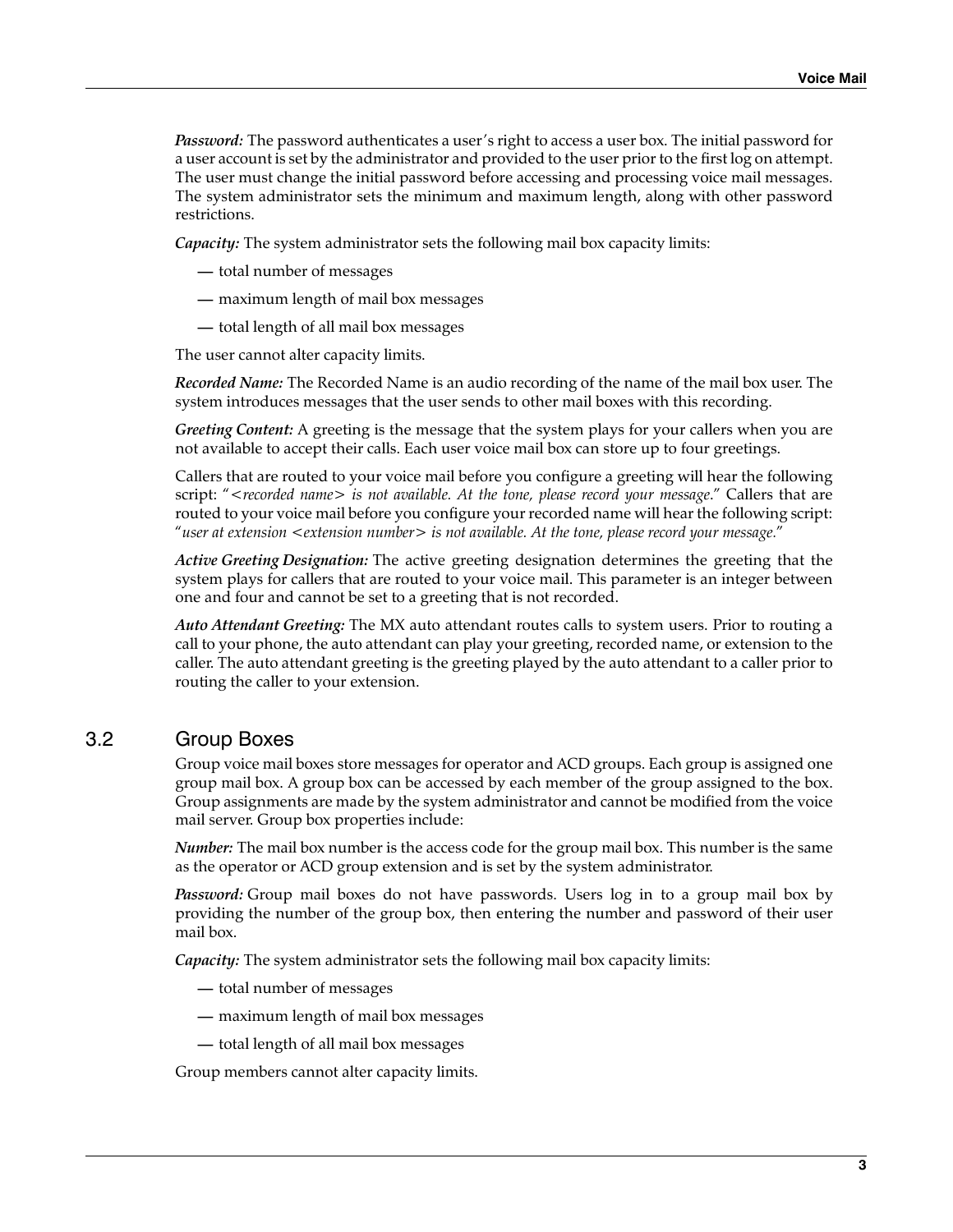***Password:*** The password authenticates a user's right to access a user box. The initial password for a user account is set by the administrator and provided to the user prior to the first log on attempt. The user must change the initial password before accessing and processing voice mail messages. The system administrator sets the minimum and maximum length, along with other password restrictions.

***Capacity:*** The system administrator sets the following mail box capacity limits:

- total number of messages
- maximum length of mail box messages
- total length of all mail box messages

The user cannot alter capacity limits.

***Recorded Name:*** The Recorded Name is an audio recording of the name of the mail box user. The system introduces messages that the user sends to other mail boxes with this recording.

***Greeting Content:*** A greeting is the message that the system plays for your callers when you are not available to accept their calls. Each user voice mail box can store up to four greetings.

Callers that are routed to your voice mail before you configure a greeting will hear the following script: "*<recorded name> is not available. At the tone, please record your message*." Callers that are routed to your voice mail before you configure your recorded name will hear the following script: "*user at extension <extension number> is not available. At the tone, please record your message.*"

***Active Greeting Designation:*** The active greeting designation determines the greeting that the system plays for callers that are routed to your voice mail. This parameter is an integer between one and four and cannot be set to a greeting that is not recorded.

***Auto Attendant Greeting:*** The MX auto attendant routes calls to system users. Prior to routing a call to your phone, the auto attendant can play your greeting, recorded name, or extension to the caller. The auto attendant greeting is the greeting played by the auto attendant to a caller prior to routing the caller to your extension.

## 3.2 Group Boxes

Group voice mail boxes store messages for operator and ACD groups. Each group is assigned one group mail box. A group box can be accessed by each member of the group assigned to the box. Group assignments are made by the system administrator and cannot be modified from the voice mail server. Group box properties include:

***Number:*** The mail box number is the access code for the group mail box. This number is the same as the operator or ACD group extension and is set by the system administrator.

***Password:*** Group mail boxes do not have passwords. Users log in to a group mail box by providing the number of the group box, then entering the number and password of their user mail box.

***Capacity:*** The system administrator sets the following mail box capacity limits:

- total number of messages
- maximum length of mail box messages
- total length of all mail box messages

Group members cannot alter capacity limits.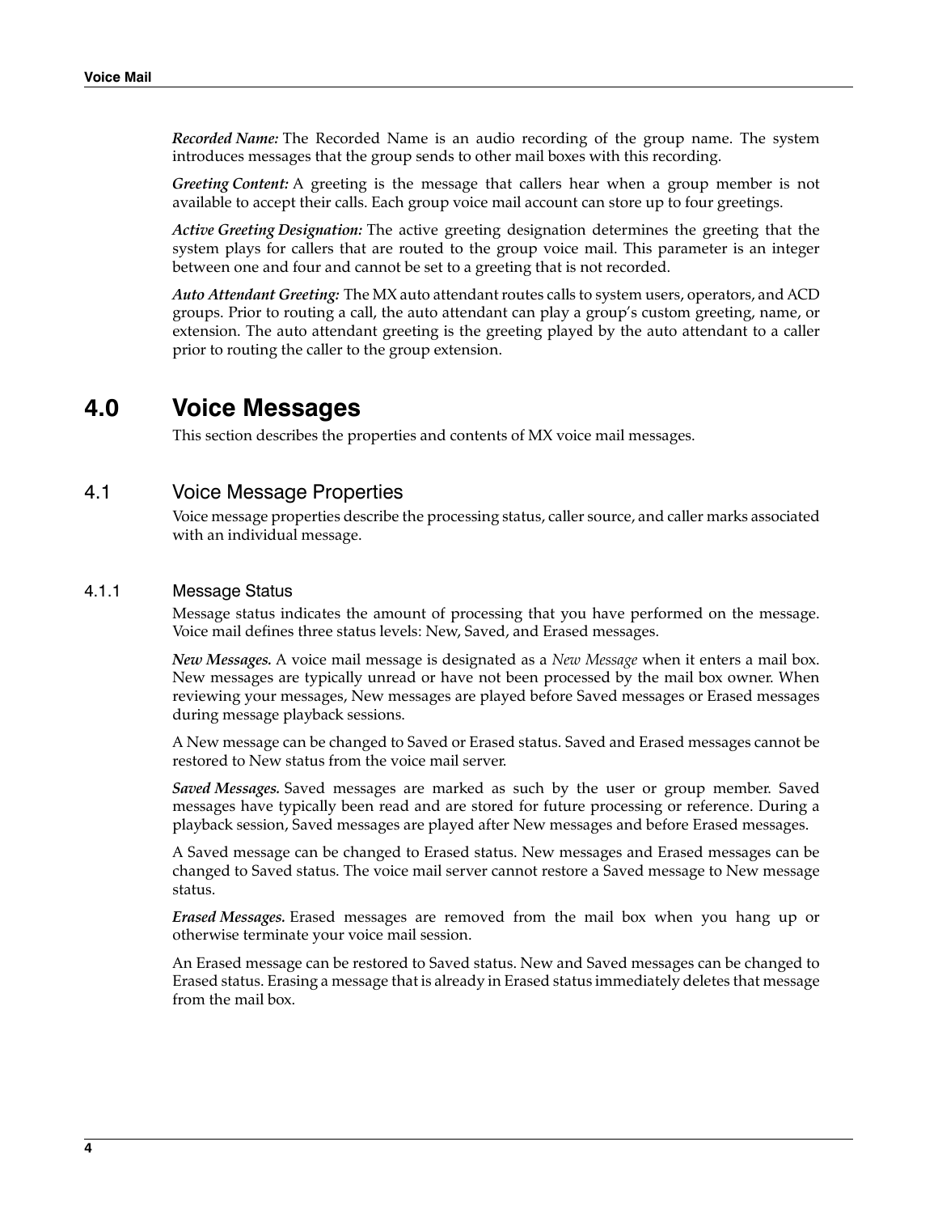*Recorded Name:* The Recorded Name is an audio recording of the group name. The system introduces messages that the group sends to other mail boxes with this recording.

*Greeting Content:* A greeting is the message that callers hear when a group member is not available to accept their calls. Each group voice mail account can store up to four greetings.

*Active Greeting Designation:* The active greeting designation determines the greeting that the system plays for callers that are routed to the group voice mail. This parameter is an integer between one and four and cannot be set to a greeting that is not recorded.

*Auto Attendant Greeting:* The MX auto attendant routes calls to system users, operators, and ACD groups. Prior to routing a call, the auto attendant can play a group's custom greeting, name, or extension. The auto attendant greeting is the greeting played by the auto attendant to a caller prior to routing the caller to the group extension.

# 4.0 Voice Messages

This section describes the properties and contents of MX voice mail messages.

## 4.1 Voice Message Properties

Voice message properties describe the processing status, caller source, and caller marks associated with an individual message.

### 4.1.1 Message Status

Message status indicates the amount of processing that you have performed on the message. Voice mail defines three status levels: New, Saved, and Erased messages.

***New Messages.*** A voice mail message is designated as a *New Message* when it enters a mail box. New messages are typically unread or have not been processed by the mail box owner. When reviewing your messages, New messages are played before Saved messages or Erased messages during message playback sessions.

A New message can be changed to Saved or Erased status. Saved and Erased messages cannot be restored to New status from the voice mail server.

***Saved Messages.*** Saved messages are marked as such by the user or group member. Saved messages have typically been read and are stored for future processing or reference. During a playback session, Saved messages are played after New messages and before Erased messages.

A Saved message can be changed to Erased status. New messages and Erased messages can be changed to Saved status. The voice mail server cannot restore a Saved message to New message status.

***Erased Messages.*** Erased messages are removed from the mail box when you hang up or otherwise terminate your voice mail session.

An Erased message can be restored to Saved status. New and Saved messages can be changed to Erased status. Erasing a message that is already in Erased status immediately deletes that message from the mail box.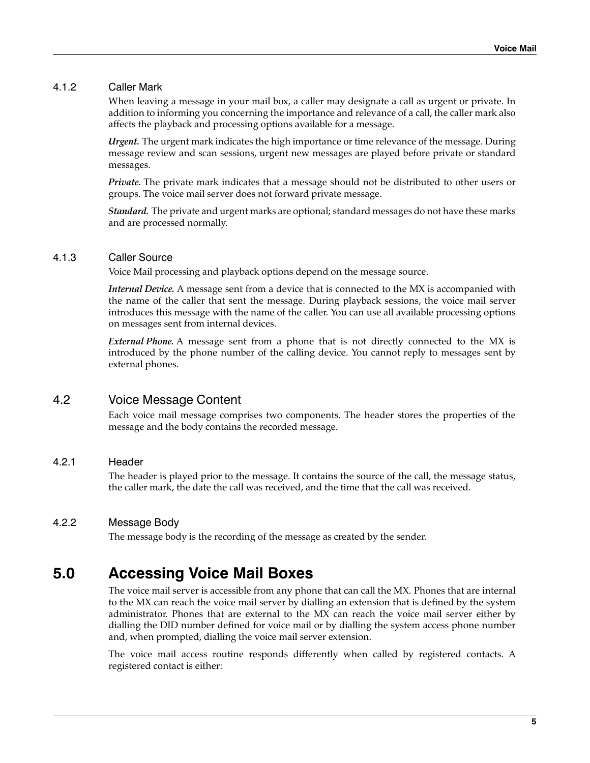### 4.1.2 Caller Mark

When leaving a message in your mail box, a caller may designate a call as urgent or private. In addition to informing you concerning the importance and relevance of a call, the caller mark also affects the playback and processing options available for a message.

***Urgent.*** The urgent mark indicates the high importance or time relevance of the message. During message review and scan sessions, urgent new messages are played before private or standard messages.

***Private.*** The private mark indicates that a message should not be distributed to other users or groups. The voice mail server does not forward private message.

***Standard.*** The private and urgent marks are optional; standard messages do not have these marks and are processed normally.

### 4.1.3 Caller Source

Voice Mail processing and playback options depend on the message source.

***Internal Device.*** A message sent from a device that is connected to the MX is accompanied with the name of the caller that sent the message. During playback sessions, the voice mail server introduces this message with the name of the caller. You can use all available processing options on messages sent from internal devices.

***External Phone.*** A message sent from a phone that is not directly connected to the MX is introduced by the phone number of the calling device. You cannot reply to messages sent by external phones.

## 4.2 Voice Message Content

Each voice mail message comprises two components. The header stores the properties of the message and the body contains the recorded message.

### 4.2.1 Header

The header is played prior to the message. It contains the source of the call, the message status, the caller mark, the date the call was received, and the time that the call was received.

### 4.2.2 Message Body

The message body is the recording of the message as created by the sender.

# 5.0 Accessing Voice Mail Boxes

The voice mail server is accessible from any phone that can call the MX. Phones that are internal to the MX can reach the voice mail server by dialling an extension that is defined by the system administrator. Phones that are external to the MX can reach the voice mail server either by dialling the DID number defined for voice mail or by dialling the system access phone number and, when prompted, dialling the voice mail server extension.

The voice mail access routine responds differently when called by registered contacts. A registered contact is either: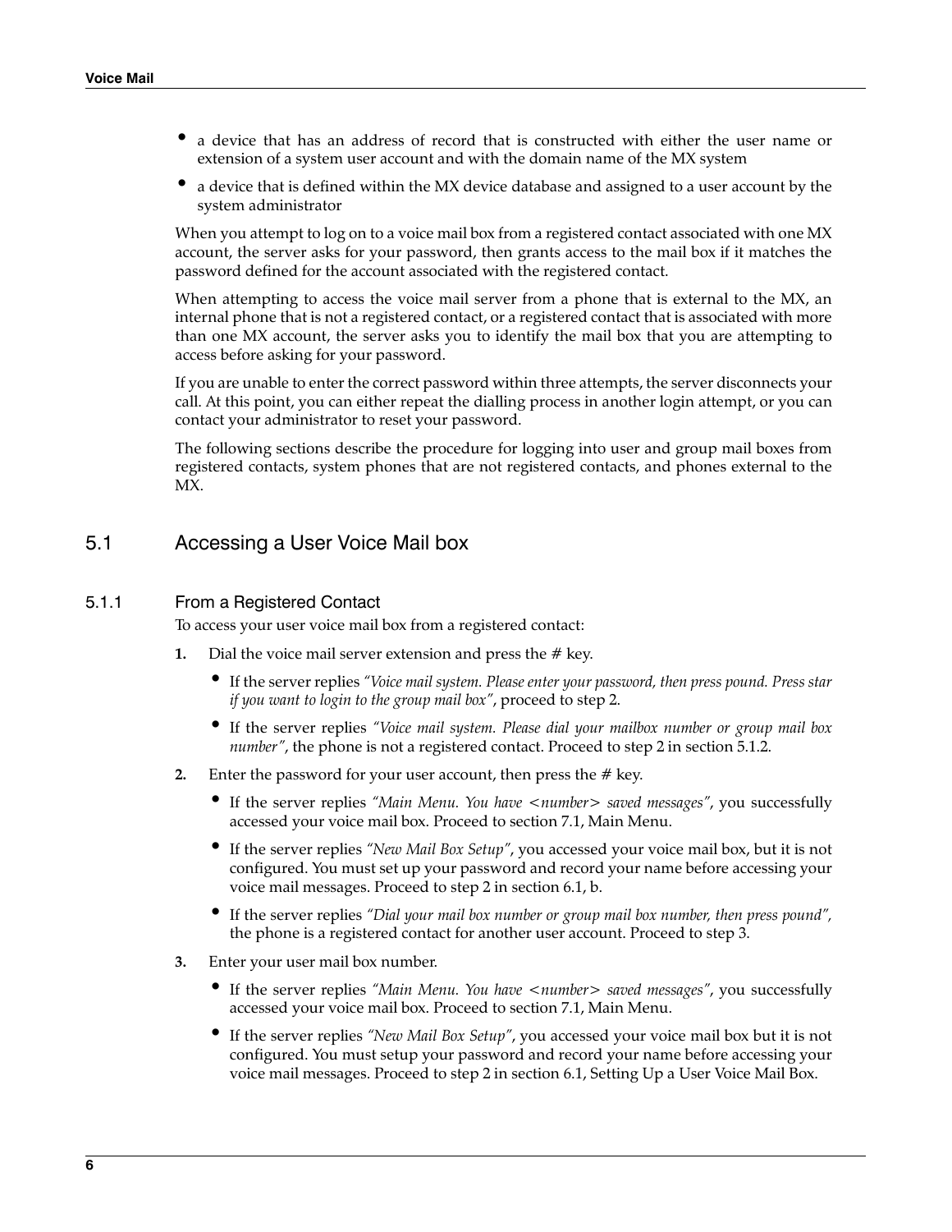- a device that has an address of record that is constructed with either the user name or extension of a system user account and with the domain name of the MX system
- a device that is defined within the MX device database and assigned to a user account by the system administrator

When you attempt to log on to a voice mail box from a registered contact associated with one MX account, the server asks for your password, then grants access to the mail box if it matches the password defined for the account associated with the registered contact.

When attempting to access the voice mail server from a phone that is external to the MX, an internal phone that is not a registered contact, or a registered contact that is associated with more than one MX account, the server asks you to identify the mail box that you are attempting to access before asking for your password.

If you are unable to enter the correct password within three attempts, the server disconnects your call. At this point, you can either repeat the dialling process in another login attempt, or you can contact your administrator to reset your password.

The following sections describe the procedure for logging into user and group mail boxes from registered contacts, system phones that are not registered contacts, and phones external to the MX.

## 5.1 Accessing a User Voice Mail box

### 5.1.1 From a Registered Contact

To access your user voice mail box from a registered contact:

1. Dial the voice mail server extension and press the # key.
   - If the server replies *"Voice mail system. Please enter your password, then press pound. Press star if you want to login to the group mail box"*, proceed to step 2.
   - If the server replies *"Voice mail system. Please dial your mailbox number or group mail box number"*, the phone is not a registered contact. Proceed to step 2 in section 5.1.2.
2. Enter the password for your user account, then press the # key.
   - If the server replies *"Main Menu. You have <number> saved messages"*, you successfully accessed your voice mail box. Proceed to section 7.1, Main Menu.
   - If the server replies *"New Mail Box Setup"*, you accessed your voice mail box, but it is not configured. You must set up your password and record your name before accessing your voice mail messages. Proceed to step 2 in section 6.1, b.
   - If the server replies *"Dial your mail box number or group mail box number, then press pound"*, the phone is a registered contact for another user account. Proceed to step 3.
3. Enter your user mail box number.
   - If the server replies *"Main Menu. You have <number> saved messages"*, you successfully accessed your voice mail box. Proceed to section 7.1, Main Menu.
   - If the server replies *"New Mail Box Setup"*, you accessed your voice mail box but it is not configured. You must setup your password and record your name before accessing your voice mail messages. Proceed to step 2 in section 6.1, Setting Up a User Voice Mail Box.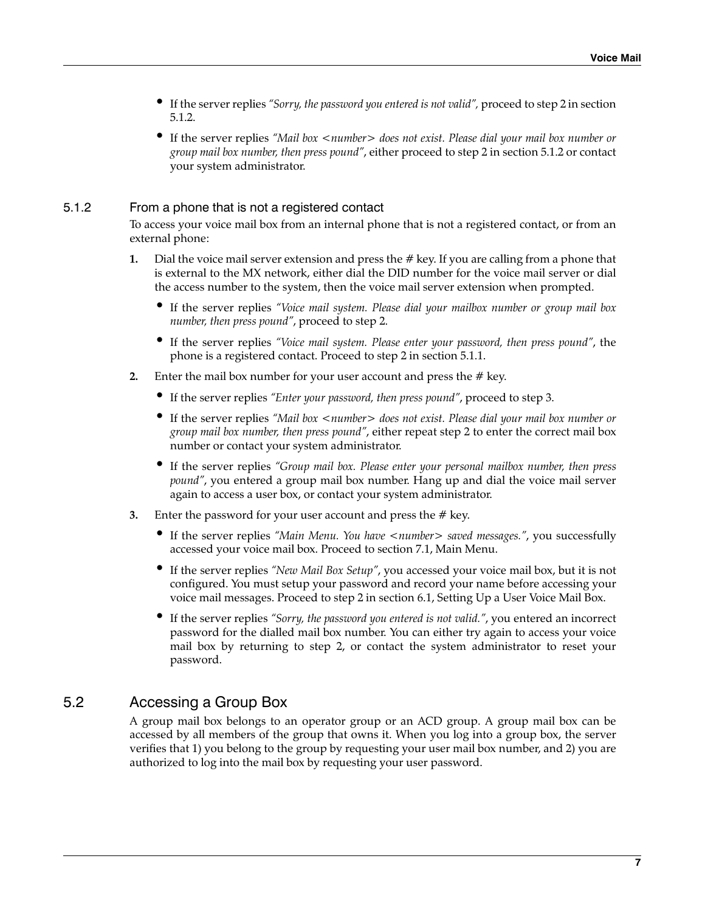- If the server replies *"Sorry, the password you entered is not valid",* proceed to step 2 in section 5.1.2.
- If the server replies *"Mail box <number> does not exist. Please dial your mail box number or group mail box number, then press pound"*, either proceed to step 2 in section 5.1.2 or contact your system administrator.

### 5.1.2 From a phone that is not a registered contact

To access your voice mail box from an internal phone that is not a registered contact, or from an external phone:

1. Dial the voice mail server extension and press the # key. If you are calling from a phone that is external to the MX network, either dial the DID number for the voice mail server or dial the access number to the system, then the voice mail server extension when prompted.
   - If the server replies *"Voice mail system. Please dial your mailbox number or group mail box number, then press pound"*, proceed to step 2.
   - If the server replies *"Voice mail system. Please enter your password, then press pound"*, the phone is a registered contact. Proceed to step 2 in section 5.1.1.
2. Enter the mail box number for your user account and press the # key.
   - If the server replies *"Enter your password, then press pound"*, proceed to step 3.
   - If the server replies *"Mail box <number> does not exist. Please dial your mail box number or group mail box number, then press pound"*, either repeat step 2 to enter the correct mail box number or contact your system administrator.
   - If the server replies *"Group mail box. Please enter your personal mailbox number, then press pound"*, you entered a group mail box number. Hang up and dial the voice mail server again to access a user box, or contact your system administrator.
3. Enter the password for your user account and press the # key.
   - If the server replies *"Main Menu. You have <number> saved messages."*, you successfully accessed your voice mail box. Proceed to section 7.1, Main Menu.
   - If the server replies *"New Mail Box Setup"*, you accessed your voice mail box, but it is not configured. You must setup your password and record your name before accessing your voice mail messages. Proceed to step 2 in section 6.1, Setting Up a User Voice Mail Box.
   - If the server replies *"Sorry, the password you entered is not valid."*, you entered an incorrect password for the dialled mail box number. You can either try again to access your voice mail box by returning to step 2, or contact the system administrator to reset your password.

## 5.2 Accessing a Group Box

A group mail box belongs to an operator group or an ACD group. A group mail box can be accessed by all members of the group that owns it. When you log into a group box, the server verifies that 1) you belong to the group by requesting your user mail box number, and 2) you are authorized to log into the mail box by requesting your user password.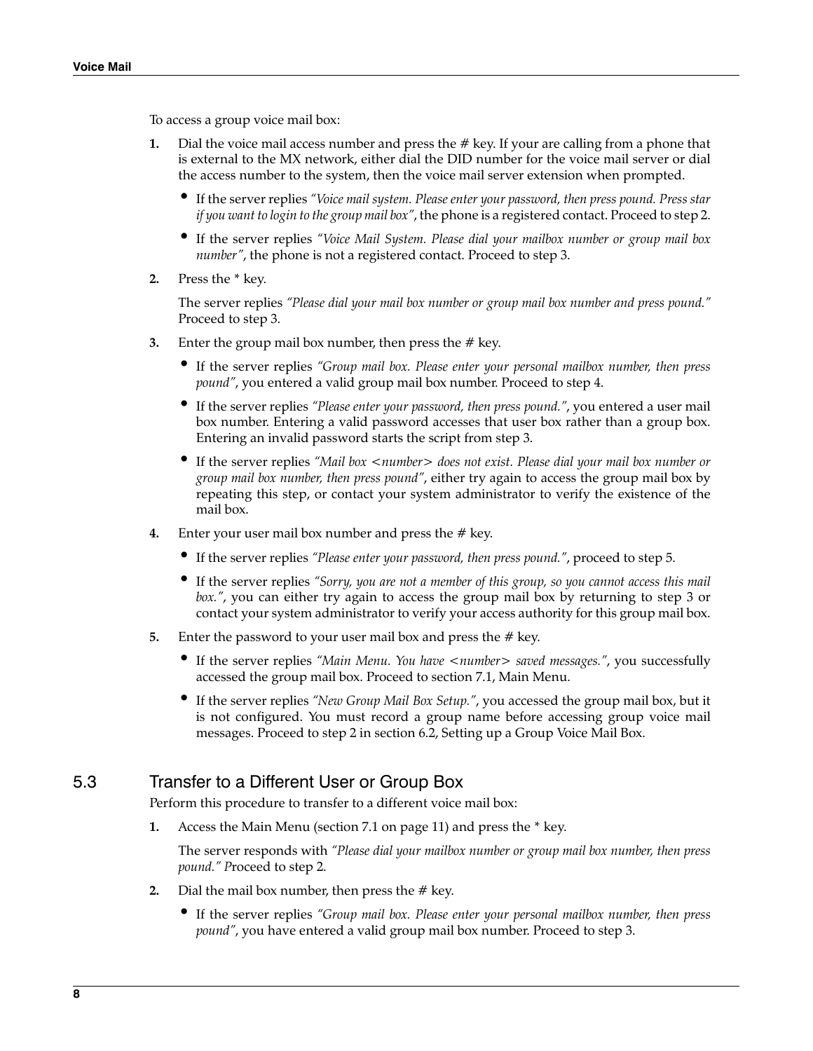To access a group voice mail box:

1. Dial the voice mail access number and press the # key. If your are calling from a phone that is external to the MX network, either dial the DID number for the voice mail server or dial the access number to the system, then the voice mail server extension when prompted.
   - If the server replies *"Voice mail system. Please enter your password, then press pound. Press star if you want to login to the group mail box"*, the phone is a registered contact. Proceed to step 2.
   - If the server replies *"Voice Mail System. Please dial your mailbox number or group mail box number"*, the phone is not a registered contact. Proceed to step 3.
2. Press the * key.

   The server replies *"Please dial your mail box number or group mail box number and press pound."* Proceed to step 3.
3. Enter the group mail box number, then press the # key.
   - If the server replies *"Group mail box. Please enter your personal mailbox number, then press pound"*, you entered a valid group mail box number. Proceed to step 4.
   - If the server replies *"Please enter your password, then press pound."*, you entered a user mail box number. Entering a valid password accesses that user box rather than a group box. Entering an invalid password starts the script from step 3.
   - If the server replies *"Mail box <number> does not exist. Please dial your mail box number or group mail box number, then press pound"*, either try again to access the group mail box by repeating this step, or contact your system administrator to verify the existence of the mail box.
4. Enter your user mail box number and press the # key.
   - If the server replies *"Please enter your password, then press pound."*, proceed to step 5.
   - If the server replies *"Sorry, you are not a member of this group, so you cannot access this mail box."*, you can either try again to access the group mail box by returning to step 3 or contact your system administrator to verify your access authority for this group mail box.
5. Enter the password to your user mail box and press the # key.
   - If the server replies *"Main Menu. You have <number> saved messages."*, you successfully accessed the group mail box. Proceed to section 7.1, Main Menu.
   - If the server replies *"New Group Mail Box Setup."*, you accessed the group mail box, but it is not configured. You must record a group name before accessing group voice mail messages. Proceed to step 2 in section 6.2, Setting up a Group Voice Mail Box.

## 5.3 Transfer to a Different User or Group Box

Perform this procedure to transfer to a different voice mail box:

1. Access the Main Menu (section 7.1 on page 11) and press the * key.

   The server responds with *"Please dial your mailbox number or group mail box number, then press pound."* Proceed to step 2.
2. Dial the mail box number, then press the # key.
   - If the server replies *"Group mail box. Please enter your personal mailbox number, then press pound"*, you have entered a valid group mail box number. Proceed to step 3.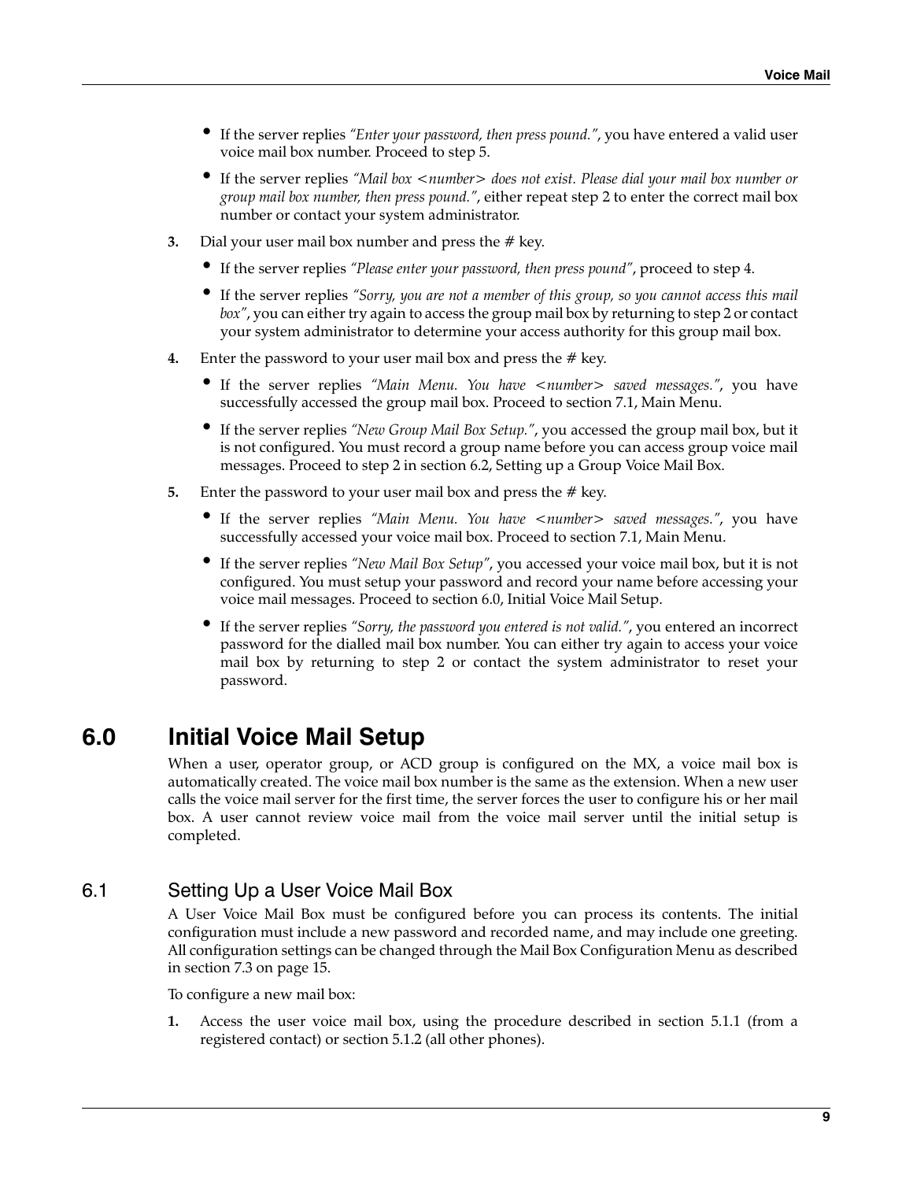- If the server replies *"Enter your password, then press pound."*, you have entered a valid user voice mail box number. Proceed to step 5.
- If the server replies *"Mail box <number> does not exist. Please dial your mail box number or group mail box number, then press pound."*, either repeat step 2 to enter the correct mail box number or contact your system administrator.

**3.** Dial your user mail box number and press the # key.

- If the server replies *"Please enter your password, then press pound"*, proceed to step 4.
- If the server replies *"Sorry, you are not a member of this group, so you cannot access this mail box"*, you can either try again to access the group mail box by returning to step 2 or contact your system administrator to determine your access authority for this group mail box.

**4.** Enter the password to your user mail box and press the # key.

- If the server replies *"Main Menu. You have <number> saved messages."*, you have successfully accessed the group mail box. Proceed to section 7.1, Main Menu.
- If the server replies *"New Group Mail Box Setup."*, you accessed the group mail box, but it is not configured. You must record a group name before you can access group voice mail messages. Proceed to step 2 in section 6.2, Setting up a Group Voice Mail Box.

**5.** Enter the password to your user mail box and press the # key.

- If the server replies *"Main Menu. You have <number> saved messages."*, you have successfully accessed your voice mail box. Proceed to section 7.1, Main Menu.
- If the server replies *"New Mail Box Setup"*, you accessed your voice mail box, but it is not configured. You must setup your password and record your name before accessing your voice mail messages. Proceed to section 6.0, Initial Voice Mail Setup.
- If the server replies *"Sorry, the password you entered is not valid."*, you entered an incorrect password for the dialled mail box number. You can either try again to access your voice mail box by returning to step 2 or contact the system administrator to reset your password.

# 6.0 Initial Voice Mail Setup

When a user, operator group, or ACD group is configured on the MX, a voice mail box is automatically created. The voice mail box number is the same as the extension. When a new user calls the voice mail server for the first time, the server forces the user to configure his or her mail box. A user cannot review voice mail from the voice mail server until the initial setup is completed.

## 6.1 Setting Up a User Voice Mail Box

A User Voice Mail Box must be configured before you can process its contents. The initial configuration must include a new password and recorded name, and may include one greeting. All configuration settings can be changed through the Mail Box Configuration Menu as described in section 7.3 on page 15.

To configure a new mail box:

**1.** Access the user voice mail box, using the procedure described in section 5.1.1 (from a registered contact) or section 5.1.2 (all other phones).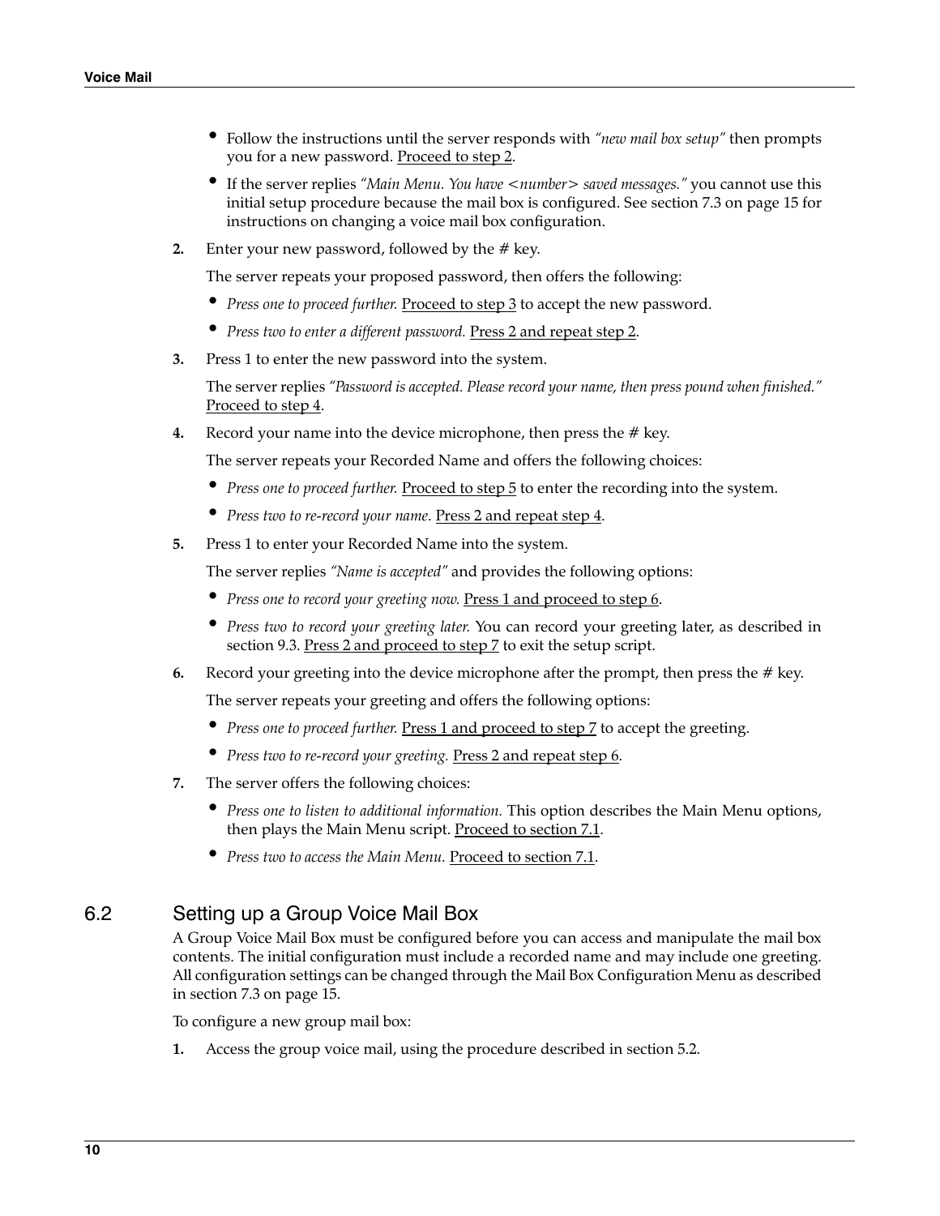- Follow the instructions until the server responds with *"new mail box setup"* then prompts you for a new password. Proceed to step 2.
- If the server replies *"Main Menu. You have <number> saved messages."* you cannot use this initial setup procedure because the mail box is configured. See section 7.3 on page 15 for instructions on changing a voice mail box configuration.

**2.** Enter your new password, followed by the # key.

The server repeats your proposed password, then offers the following:

- *Press one to proceed further.* Proceed to step 3 to accept the new password.
- *Press two to enter a different password.* Press 2 and repeat step 2.

**3.** Press 1 to enter the new password into the system.

The server replies *"Password is accepted. Please record your name, then press pound when finished."* Proceed to step 4.

**4.** Record your name into the device microphone, then press the # key.

The server repeats your Recorded Name and offers the following choices:

- *Press one to proceed further.* Proceed to step 5 to enter the recording into the system.
- *Press two to re-record your name*. Press 2 and repeat step 4.

**5.** Press 1 to enter your Recorded Name into the system.

The server replies *"Name is accepted"* and provides the following options:

- *Press one to record your greeting now.* Press 1 and proceed to step 6.
- *Press two to record your greeting later.* You can record your greeting later, as described in section 9.3. Press 2 and proceed to step 7 to exit the setup script.

**6.** Record your greeting into the device microphone after the prompt, then press the # key.

The server repeats your greeting and offers the following options:

- *Press one to proceed further.* Press 1 and proceed to step 7 to accept the greeting.
- *Press two to re-record your greeting.* Press 2 and repeat step 6.

**7.** The server offers the following choices:

- *Press one to listen to additional information.* This option describes the Main Menu options, then plays the Main Menu script. Proceed to section 7.1.
- *Press two to access the Main Menu.* Proceed to section 7.1.

## 6.2 Setting up a Group Voice Mail Box

A Group Voice Mail Box must be configured before you can access and manipulate the mail box contents. The initial configuration must include a recorded name and may include one greeting. All configuration settings can be changed through the Mail Box Configuration Menu as described in section 7.3 on page 15.

To configure a new group mail box:

**1.** Access the group voice mail, using the procedure described in section 5.2.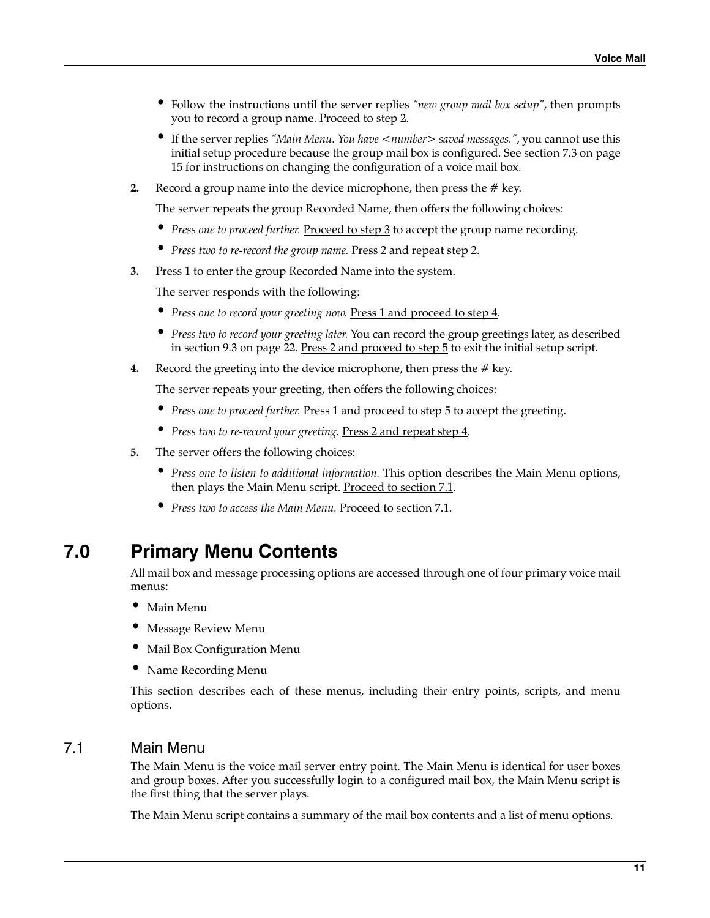- Follow the instructions until the server replies *"new group mail box setup"*, then prompts you to record a group name. Proceed to step 2.
- If the server replies *"Main Menu. You have <number> saved messages."*, you cannot use this initial setup procedure because the group mail box is configured. See section 7.3 on page 15 for instructions on changing the configuration of a voice mail box.

**2.** Record a group name into the device microphone, then press the # key.

The server repeats the group Recorded Name, then offers the following choices:

- *Press one to proceed further.* Proceed to step 3 to accept the group name recording.
- *Press two to re-record the group name.* Press 2 and repeat step 2.

**3.** Press 1 to enter the group Recorded Name into the system.

The server responds with the following:

- *Press one to record your greeting now.* Press 1 and proceed to step 4.
- *Press two to record your greeting later.* You can record the group greetings later, as described in section 9.3 on page 22. Press 2 and proceed to step 5 to exit the initial setup script.

**4.** Record the greeting into the device microphone, then press the # key.

The server repeats your greeting, then offers the following choices:

- *Press one to proceed further.* Press 1 and proceed to step 5 to accept the greeting.
- *Press two to re-record your greeting.* Press 2 and repeat step 4.

**5.** The server offers the following choices:

- *Press one to listen to additional information.* This option describes the Main Menu options, then plays the Main Menu script. Proceed to section 7.1.
- *Press two to access the Main Menu.* Proceed to section 7.1.

# 7.0 Primary Menu Contents

All mail box and message processing options are accessed through one of four primary voice mail menus:

- Main Menu
- Message Review Menu
- Mail Box Configuration Menu
- Name Recording Menu

This section describes each of these menus, including their entry points, scripts, and menu options.

## 7.1 Main Menu

The Main Menu is the voice mail server entry point. The Main Menu is identical for user boxes and group boxes. After you successfully login to a configured mail box, the Main Menu script is the first thing that the server plays.

The Main Menu script contains a summary of the mail box contents and a list of menu options.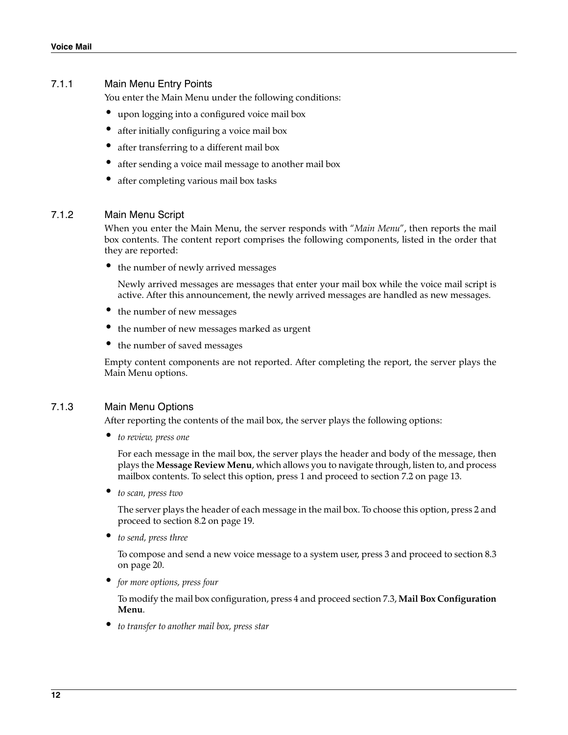### 7.1.1 Main Menu Entry Points

You enter the Main Menu under the following conditions:

- upon logging into a configured voice mail box
- after initially configuring a voice mail box
- after transferring to a different mail box
- after sending a voice mail message to another mail box
- after completing various mail box tasks

### 7.1.2 Main Menu Script

When you enter the Main Menu, the server responds with "*Main Menu*", then reports the mail box contents. The content report comprises the following components, listed in the order that they are reported:

- the number of newly arrived messages

  Newly arrived messages are messages that enter your mail box while the voice mail script is active. After this announcement, the newly arrived messages are handled as new messages.

- the number of new messages
- the number of new messages marked as urgent
- the number of saved messages

Empty content components are not reported. After completing the report, the server plays the Main Menu options.

### 7.1.3 Main Menu Options

After reporting the contents of the mail box, the server plays the following options:

- *to review, press one*

  For each message in the mail box, the server plays the header and body of the message, then plays the **Message Review Menu**, which allows you to navigate through, listen to, and process mailbox contents. To select this option, press 1 and proceed to section 7.2 on page 13.

- *to scan, press two*

  The server plays the header of each message in the mail box. To choose this option, press 2 and proceed to section 8.2 on page 19.

- *to send, press three*

  To compose and send a new voice message to a system user, press 3 and proceed to section 8.3 on page 20.

- *for more options, press four*

  To modify the mail box configuration, press 4 and proceed section 7.3, **Mail Box Configuration Menu**.

- *to transfer to another mail box, press star*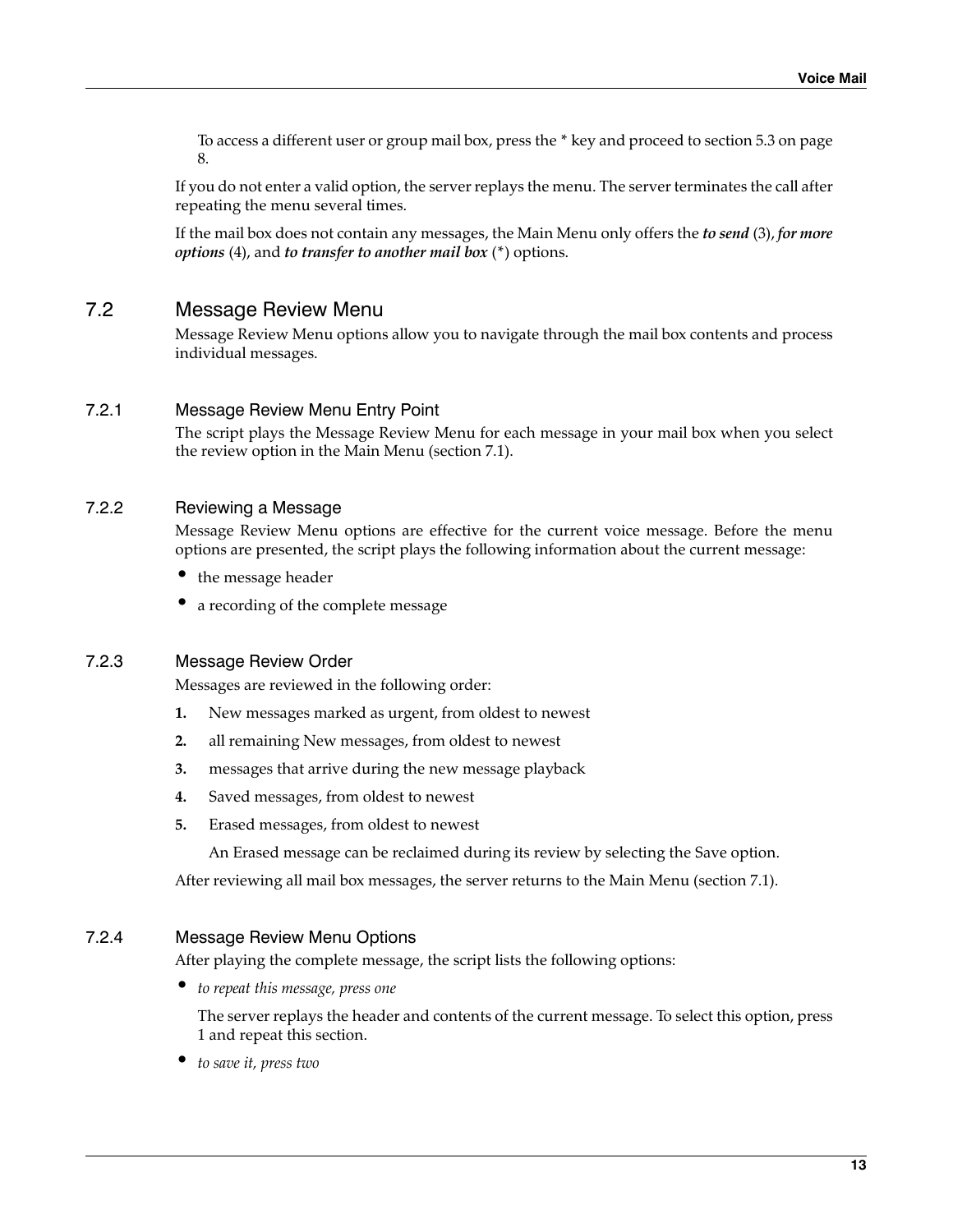To access a different user or group mail box, press the * key and proceed to section 5.3 on page 8.

If you do not enter a valid option, the server replays the menu. The server terminates the call after repeating the menu several times.

If the mail box does not contain any messages, the Main Menu only offers the ***to send*** (3), ***for more options*** (4), and ***to transfer to another mail box*** (*) options.

## 7.2 Message Review Menu

Message Review Menu options allow you to navigate through the mail box contents and process individual messages.

### 7.2.1 Message Review Menu Entry Point

The script plays the Message Review Menu for each message in your mail box when you select the review option in the Main Menu (section 7.1).

### 7.2.2 Reviewing a Message

Message Review Menu options are effective for the current voice message. Before the menu options are presented, the script plays the following information about the current message:

- the message header
- a recording of the complete message

### 7.2.3 Message Review Order

Messages are reviewed in the following order:

1. New messages marked as urgent, from oldest to newest
2. all remaining New messages, from oldest to newest
3. messages that arrive during the new message playback
4. Saved messages, from oldest to newest
5. Erased messages, from oldest to newest

   An Erased message can be reclaimed during its review by selecting the Save option.

After reviewing all mail box messages, the server returns to the Main Menu (section 7.1).

### 7.2.4 Message Review Menu Options

After playing the complete message, the script lists the following options:

- *to repeat this message, press one*

  The server replays the header and contents of the current message. To select this option, press 1 and repeat this section.

- *to save it, press two*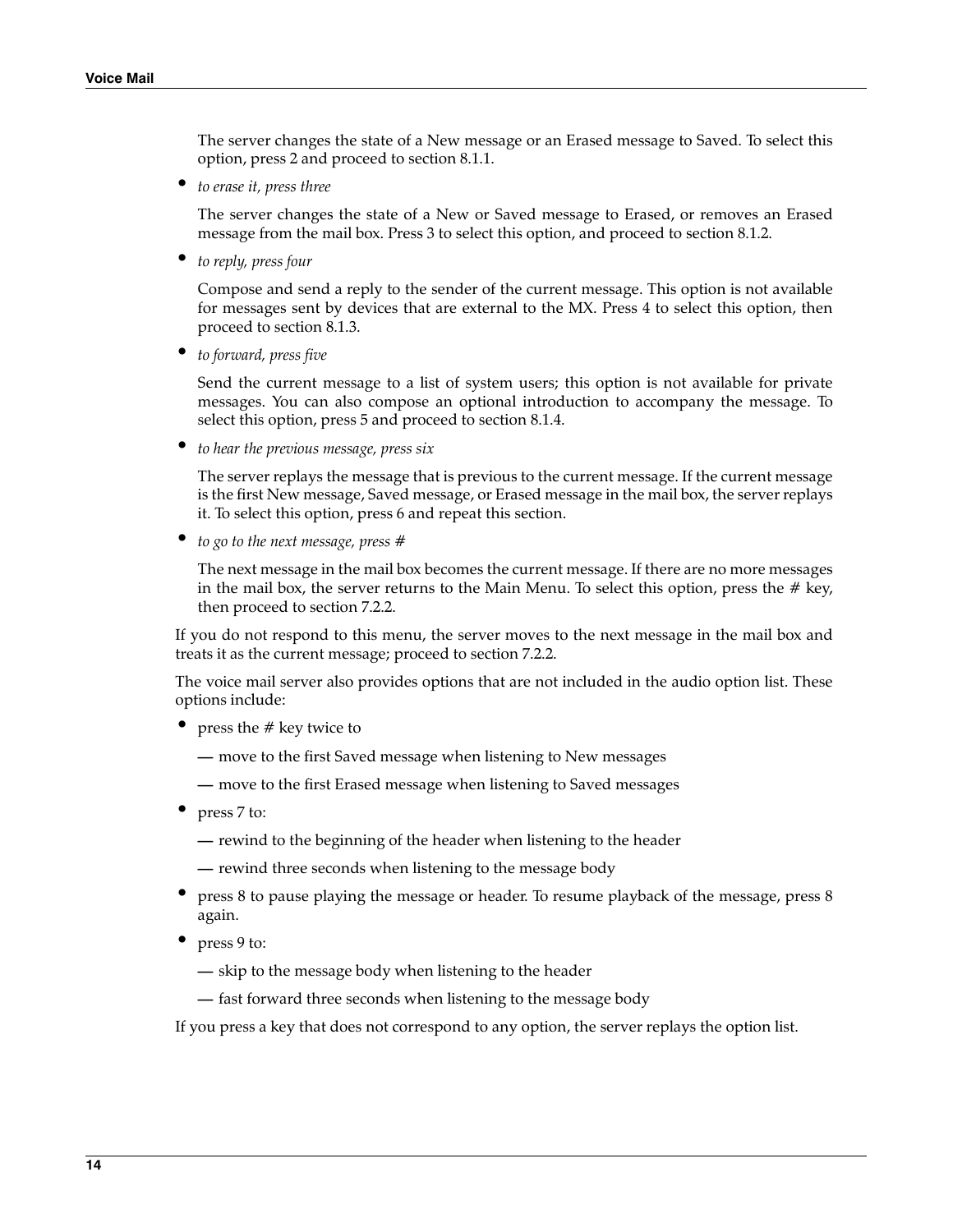The server changes the state of a New message or an Erased message to Saved. To select this option, press 2 and proceed to section 8.1.1.

- *to erase it, press three*

  The server changes the state of a New or Saved message to Erased, or removes an Erased message from the mail box. Press 3 to select this option, and proceed to section 8.1.2.

- *to reply, press four*

  Compose and send a reply to the sender of the current message. This option is not available for messages sent by devices that are external to the MX. Press 4 to select this option, then proceed to section 8.1.3.

- *to forward, press five*

  Send the current message to a list of system users; this option is not available for private messages. You can also compose an optional introduction to accompany the message. To select this option, press 5 and proceed to section 8.1.4.

- *to hear the previous message, press six*

  The server replays the message that is previous to the current message. If the current message is the first New message, Saved message, or Erased message in the mail box, the server replays it. To select this option, press 6 and repeat this section.

- *to go to the next message, press #*

  The next message in the mail box becomes the current message. If there are no more messages in the mail box, the server returns to the Main Menu. To select this option, press the # key, then proceed to section 7.2.2.

If you do not respond to this menu, the server moves to the next message in the mail box and treats it as the current message; proceed to section 7.2.2.

The voice mail server also provides options that are not included in the audio option list. These options include:

- press the # key twice to
  - — move to the first Saved message when listening to New messages
  - — move to the first Erased message when listening to Saved messages
- press 7 to:
  - — rewind to the beginning of the header when listening to the header
  - — rewind three seconds when listening to the message body
- press 8 to pause playing the message or header. To resume playback of the message, press 8 again.
- press 9 to:
  - — skip to the message body when listening to the header
  - — fast forward three seconds when listening to the message body

If you press a key that does not correspond to any option, the server replays the option list.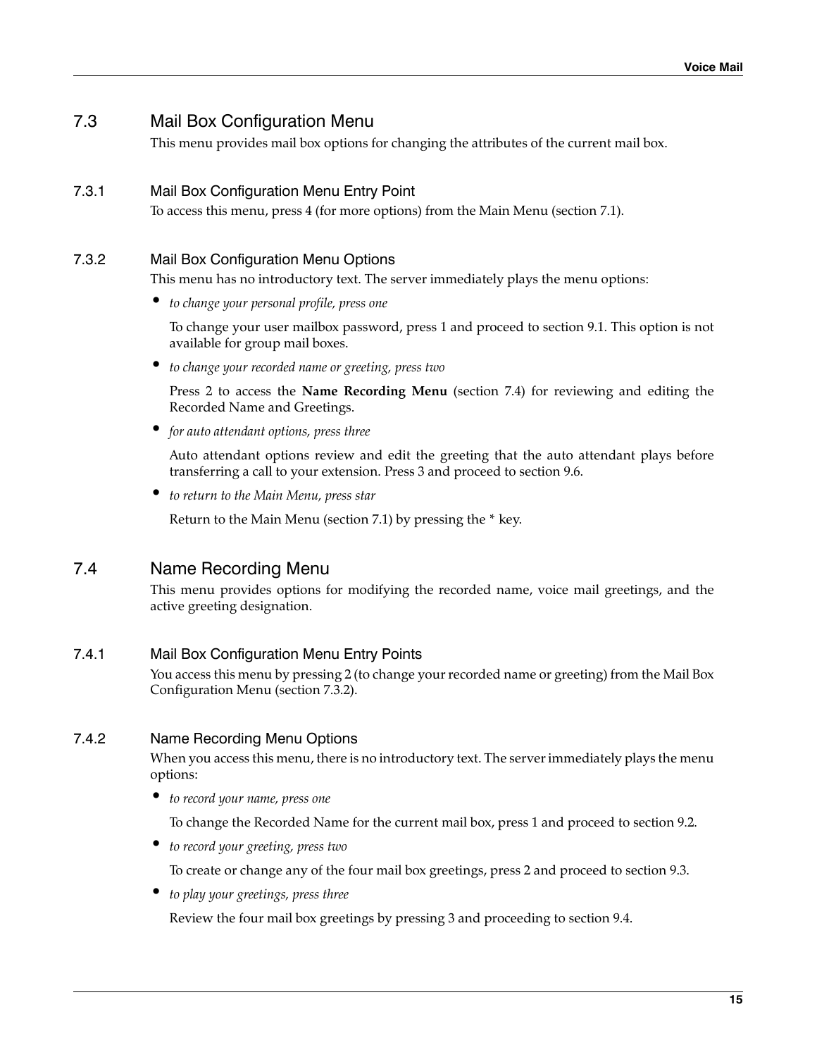## 7.3 Mail Box Configuration Menu

This menu provides mail box options for changing the attributes of the current mail box.

### 7.3.1 Mail Box Configuration Menu Entry Point

To access this menu, press 4 (for more options) from the Main Menu (section 7.1).

### 7.3.2 Mail Box Configuration Menu Options

This menu has no introductory text. The server immediately plays the menu options:

- *to change your personal profile, press one*

  To change your user mailbox password, press 1 and proceed to section 9.1. This option is not available for group mail boxes.

- *to change your recorded name or greeting, press two*

  Press 2 to access the **Name Recording Menu** (section 7.4) for reviewing and editing the Recorded Name and Greetings.

- *for auto attendant options, press three*

  Auto attendant options review and edit the greeting that the auto attendant plays before transferring a call to your extension. Press 3 and proceed to section 9.6.

- *to return to the Main Menu, press star*

  Return to the Main Menu (section 7.1) by pressing the * key.

## 7.4 Name Recording Menu

This menu provides options for modifying the recorded name, voice mail greetings, and the active greeting designation.

### 7.4.1 Mail Box Configuration Menu Entry Points

You access this menu by pressing 2 (to change your recorded name or greeting) from the Mail Box Configuration Menu (section 7.3.2).

### 7.4.2 Name Recording Menu Options

When you access this menu, there is no introductory text. The server immediately plays the menu options:

- *to record your name, press one*

  To change the Recorded Name for the current mail box, press 1 and proceed to section 9.2.

- *to record your greeting, press two*

  To create or change any of the four mail box greetings, press 2 and proceed to section 9.3.

- *to play your greetings, press three*

  Review the four mail box greetings by pressing 3 and proceeding to section 9.4.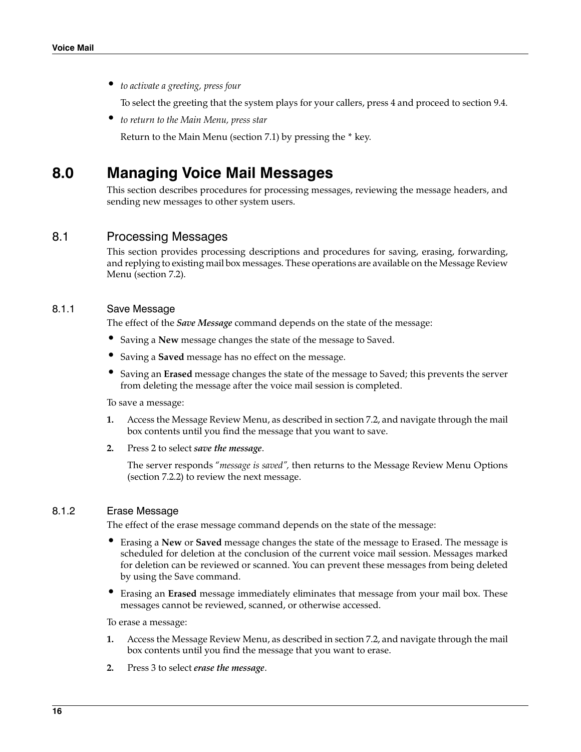- *to activate a greeting, press four*

  To select the greeting that the system plays for your callers, press 4 and proceed to section 9.4.

- *to return to the Main Menu, press star*

  Return to the Main Menu (section 7.1) by pressing the * key.

# 8.0 Managing Voice Mail Messages

This section describes procedures for processing messages, reviewing the message headers, and sending new messages to other system users.

## 8.1 Processing Messages

This section provides processing descriptions and procedures for saving, erasing, forwarding, and replying to existing mail box messages. These operations are available on the Message Review Menu (section 7.2).

### 8.1.1 Save Message

The effect of the ***Save Message*** command depends on the state of the message:

- Saving a **New** message changes the state of the message to Saved.
- Saving a **Saved** message has no effect on the message.
- Saving an **Erased** message changes the state of the message to Saved; this prevents the server from deleting the message after the voice mail session is completed.

To save a message:

1. Access the Message Review Menu, as described in section 7.2, and navigate through the mail box contents until you find the message that you want to save.
2. Press 2 to select ***save the message***.

   The server responds *"message is saved",* then returns to the Message Review Menu Options (section 7.2.2) to review the next message.

### 8.1.2 Erase Message

The effect of the erase message command depends on the state of the message:

- Erasing a **New** or **Saved** message changes the state of the message to Erased. The message is scheduled for deletion at the conclusion of the current voice mail session. Messages marked for deletion can be reviewed or scanned. You can prevent these messages from being deleted by using the Save command.
- Erasing an **Erased** message immediately eliminates that message from your mail box. These messages cannot be reviewed, scanned, or otherwise accessed.

To erase a message:

1. Access the Message Review Menu, as described in section 7.2, and navigate through the mail box contents until you find the message that you want to erase.
2. Press 3 to select ***erase the message***.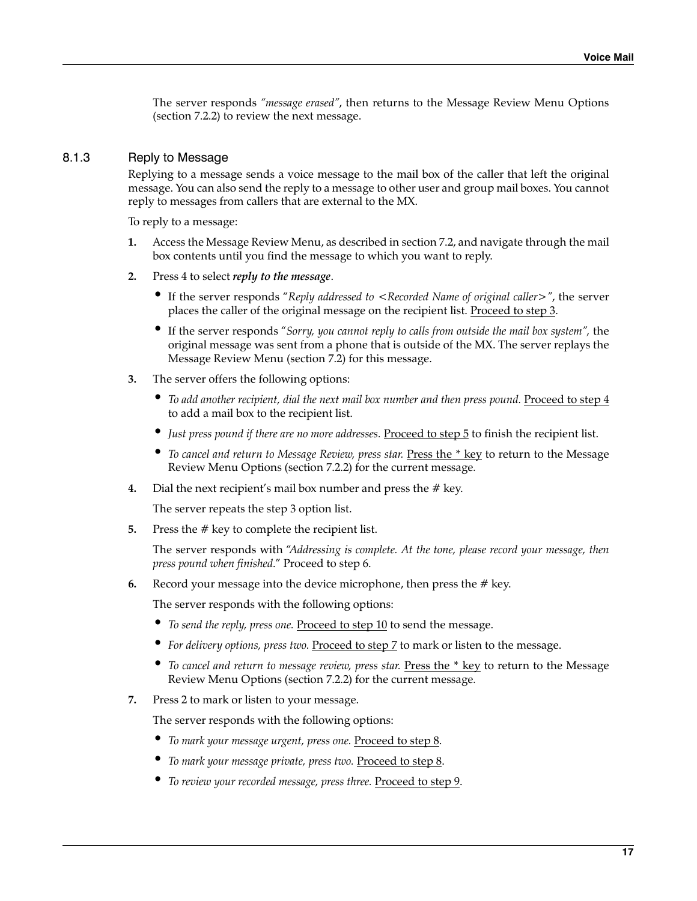The server responds *"message erased"*, then returns to the Message Review Menu Options (section 7.2.2) to review the next message.

### 8.1.3 Reply to Message

Replying to a message sends a voice message to the mail box of the caller that left the original message. You can also send the reply to a message to other user and group mail boxes. You cannot reply to messages from callers that are external to the MX.

To reply to a message:

**1.** Access the Message Review Menu, as described in section 7.2, and navigate through the mail box contents until you find the message to which you want to reply.

**2.** Press 4 to select ***reply to the message***.

- If the server responds "*Reply addressed to <Recorded Name of original caller>"*, the server places the caller of the original message on the recipient list. Proceed to step 3.
- If the server responds "*Sorry, you cannot reply to calls from outside the mail box system",* the original message was sent from a phone that is outside of the MX. The server replays the Message Review Menu (section 7.2) for this message.

**3.** The server offers the following options:

- *To add another recipient, dial the next mail box number and then press pound.* Proceed to step 4 to add a mail box to the recipient list.
- *Just press pound if there are no more addresses.* Proceed to step 5 to finish the recipient list.
- *To cancel and return to Message Review, press star.* Press the * key to return to the Message Review Menu Options (section 7.2.2) for the current message.

**4.** Dial the next recipient's mail box number and press the # key.

The server repeats the step 3 option list.

**5.** Press the # key to complete the recipient list.

The server responds with *"Addressing is complete. At the tone, please record your message, then press pound when finished*." Proceed to step 6.

**6.** Record your message into the device microphone, then press the # key.

The server responds with the following options:

- *To send the reply, press one.* Proceed to step 10 to send the message.
- *For delivery options, press two.* Proceed to step 7 to mark or listen to the message.
- *To cancel and return to message review, press star.* Press the * key to return to the Message Review Menu Options (section 7.2.2) for the current message.

**7.** Press 2 to mark or listen to your message.

The server responds with the following options:

- *To mark your message urgent, press one.* Proceed to step 8.
- *To mark your message private, press two.* Proceed to step 8.
- *To review your recorded message, press three.* Proceed to step 9.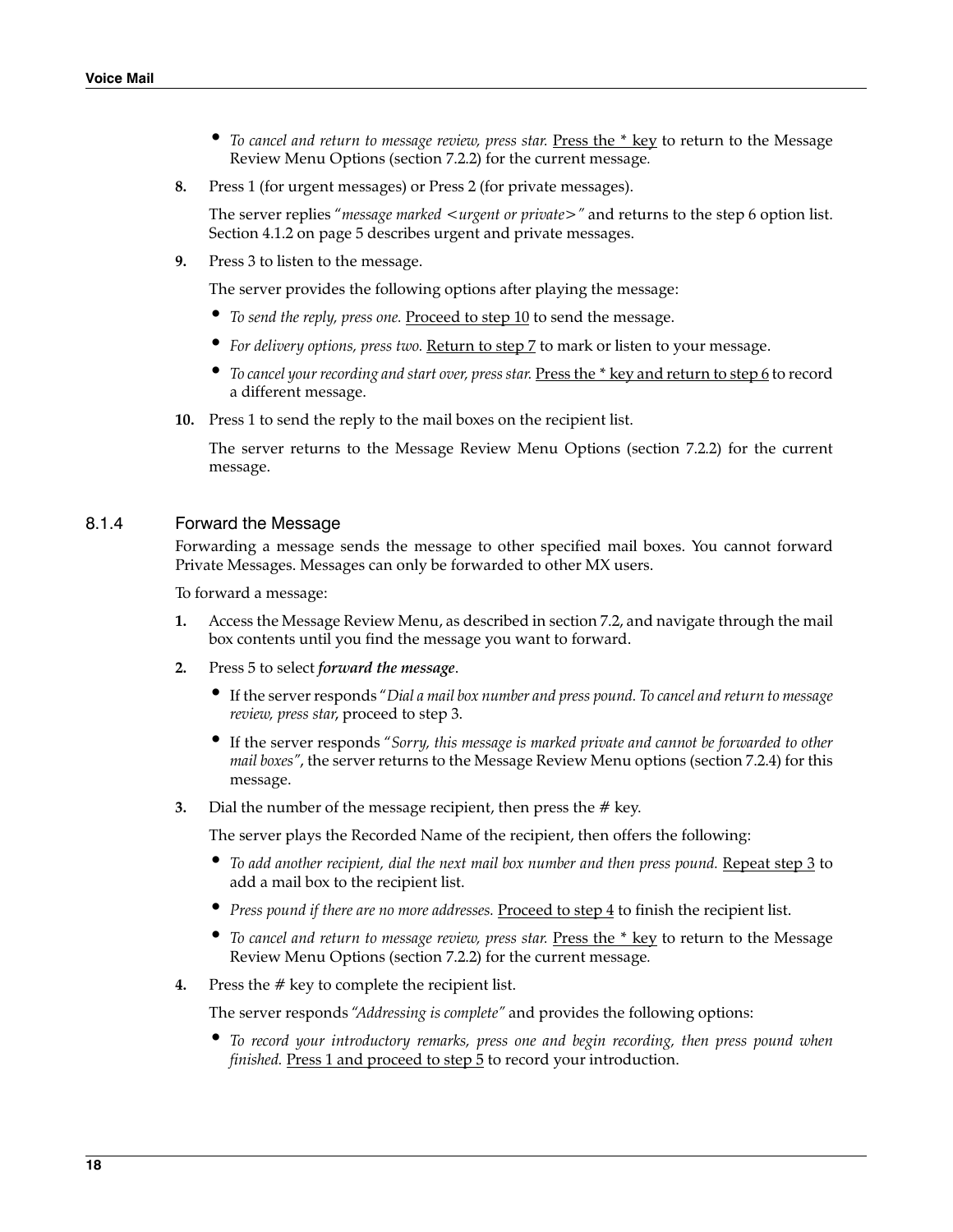- *To cancel and return to message review, press star.* Press the * key to return to the Message Review Menu Options (section 7.2.2) for the current message.

8. Press 1 (for urgent messages) or Press 2 (for private messages).

   The server replies "*message marked <urgent or private>*" and returns to the step 6 option list. Section 4.1.2 on page 5 describes urgent and private messages.

9. Press 3 to listen to the message.

   The server provides the following options after playing the message:

   - *To send the reply, press one.* Proceed to step 10 to send the message.
   - *For delivery options, press two.* Return to step 7 to mark or listen to your message.
   - *To cancel your recording and start over, press star.* Press the * key and return to step 6 to record a different message.

10. Press 1 to send the reply to the mail boxes on the recipient list.

    The server returns to the Message Review Menu Options (section 7.2.2) for the current message.

### 8.1.4 Forward the Message

Forwarding a message sends the message to other specified mail boxes. You cannot forward Private Messages. Messages can only be forwarded to other MX users.

To forward a message:

1. Access the Message Review Menu, as described in section 7.2, and navigate through the mail box contents until you find the message you want to forward.

2. Press 5 to select ***forward the message***.

   - If the server responds "*Dial a mail box number and press pound. To cancel and return to message review, press star*, proceed to step 3.
   - If the server responds "*Sorry, this message is marked private and cannot be forwarded to other mail boxes"*, the server returns to the Message Review Menu options (section 7.2.4) for this message.

3. Dial the number of the message recipient, then press the # key.

   The server plays the Recorded Name of the recipient, then offers the following:

   - *To add another recipient, dial the next mail box number and then press pound.* Repeat step 3 to add a mail box to the recipient list.
   - *Press pound if there are no more addresses.* Proceed to step 4 to finish the recipient list.
   - *To cancel and return to message review, press star.* Press the * key to return to the Message Review Menu Options (section 7.2.2) for the current message.

4. Press the # key to complete the recipient list.

   The server responds *"Addressing is complete"* and provides the following options:

   - *To record your introductory remarks, press one and begin recording, then press pound when finished.* Press 1 and proceed to step 5 to record your introduction.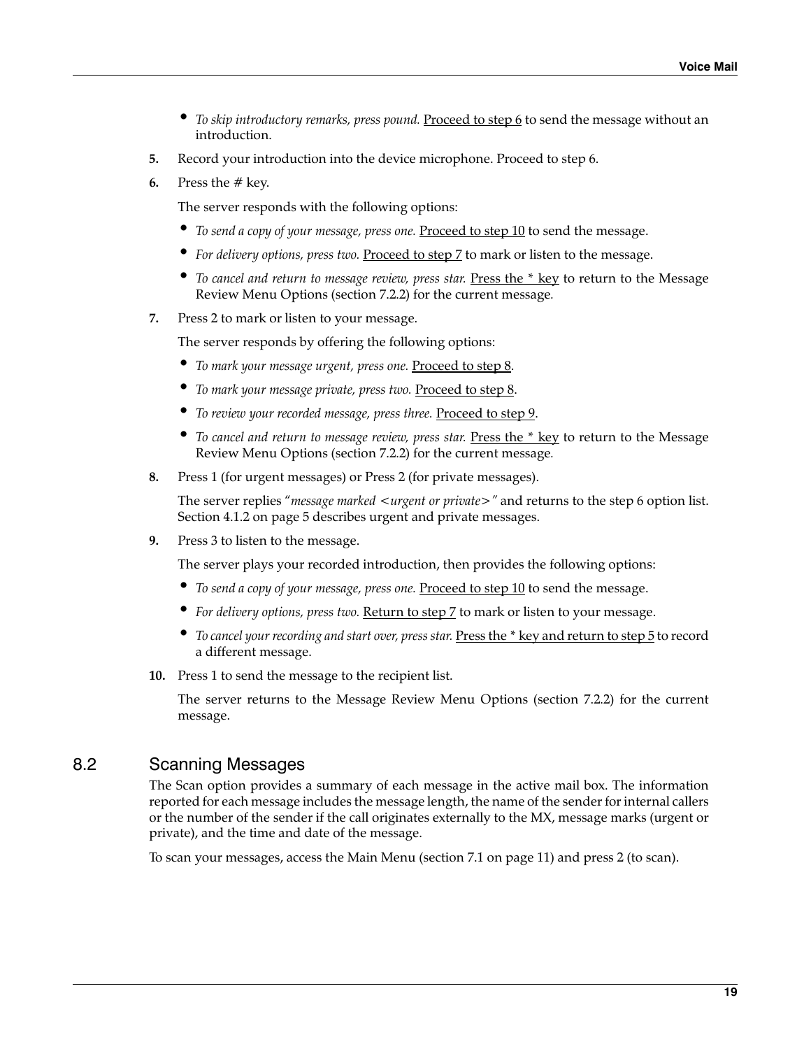- *To skip introductory remarks, press pound.* Proceed to step 6 to send the message without an introduction.

5. Record your introduction into the device microphone. Proceed to step 6.

6. Press the # key.

   The server responds with the following options:

   - *To send a copy of your message, press one.* Proceed to step 10 to send the message.
   - *For delivery options, press two.* Proceed to step 7 to mark or listen to the message.
   - *To cancel and return to message review, press star.* Press the * key to return to the Message Review Menu Options (section 7.2.2) for the current message.

7. Press 2 to mark or listen to your message.

   The server responds by offering the following options:

   - *To mark your message urgent, press one.* Proceed to step 8.
   - *To mark your message private, press two.* Proceed to step 8.
   - *To review your recorded message, press three.* Proceed to step 9.
   - *To cancel and return to message review, press star.* Press the * key to return to the Message Review Menu Options (section 7.2.2) for the current message.

8. Press 1 (for urgent messages) or Press 2 (for private messages).

   The server replies "*message marked <urgent or private>"* and returns to the step 6 option list. Section 4.1.2 on page 5 describes urgent and private messages.

9. Press 3 to listen to the message.

   The server plays your recorded introduction, then provides the following options:

   - *To send a copy of your message, press one.* Proceed to step 10 to send the message.
   - *For delivery options, press two.* Return to step 7 to mark or listen to your message.
   - *To cancel your recording and start over, press star.* Press the * key and return to step 5 to record a different message.

10. Press 1 to send the message to the recipient list.

    The server returns to the Message Review Menu Options (section 7.2.2) for the current message.

## 8.2 Scanning Messages

The Scan option provides a summary of each message in the active mail box. The information reported for each message includes the message length, the name of the sender for internal callers or the number of the sender if the call originates externally to the MX, message marks (urgent or private), and the time and date of the message.

To scan your messages, access the Main Menu (section 7.1 on page 11) and press 2 (to scan).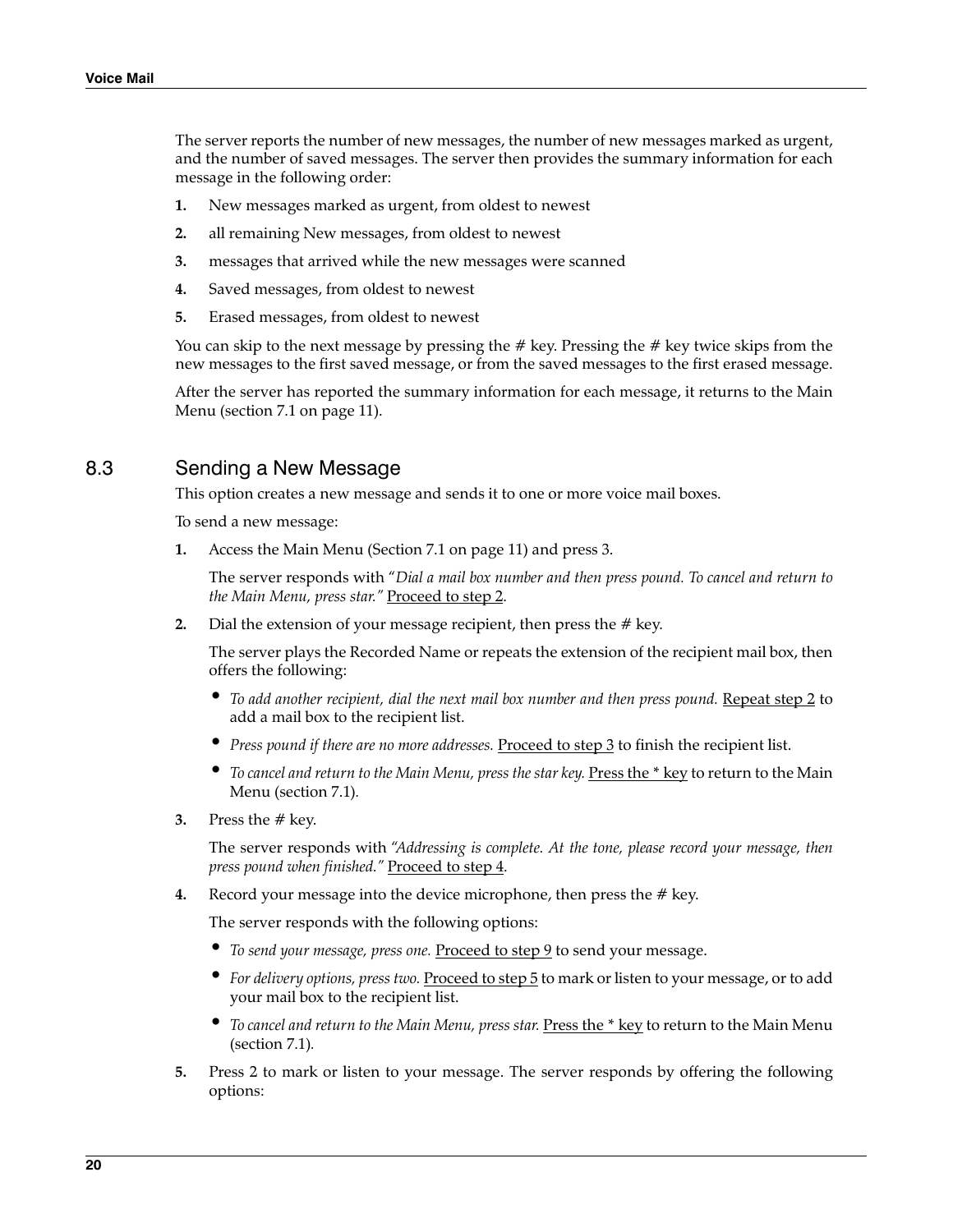The server reports the number of new messages, the number of new messages marked as urgent, and the number of saved messages. The server then provides the summary information for each message in the following order:

1. New messages marked as urgent, from oldest to newest
2. all remaining New messages, from oldest to newest
3. messages that arrived while the new messages were scanned
4. Saved messages, from oldest to newest
5. Erased messages, from oldest to newest

You can skip to the next message by pressing the # key. Pressing the # key twice skips from the new messages to the first saved message, or from the saved messages to the first erased message.

After the server has reported the summary information for each message, it returns to the Main Menu (section 7.1 on page 11).

## 8.3 Sending a New Message

This option creates a new message and sends it to one or more voice mail boxes.

To send a new message:

1. Access the Main Menu (Section 7.1 on page 11) and press 3.

   The server responds with "*Dial a mail box number and then press pound. To cancel and return to the Main Menu, press star.*" Proceed to step 2.

2. Dial the extension of your message recipient, then press the # key.

   The server plays the Recorded Name or repeats the extension of the recipient mail box, then offers the following:

   - *To add another recipient, dial the next mail box number and then press pound.* Repeat step 2 to add a mail box to the recipient list.
   - *Press pound if there are no more addresses.* Proceed to step 3 to finish the recipient list.
   - *To cancel and return to the Main Menu, press the star key.* Press the * key to return to the Main Menu (section 7.1).

3. Press the # key.

   The server responds with *"Addressing is complete. At the tone, please record your message, then press pound when finished."* Proceed to step 4.

4. Record your message into the device microphone, then press the # key.

   The server responds with the following options:

   - *To send your message, press one.* Proceed to step 9 to send your message.
   - *For delivery options, press two.* Proceed to step 5 to mark or listen to your message, or to add your mail box to the recipient list.
   - *To cancel and return to the Main Menu, press star.* Press the * key to return to the Main Menu (section 7.1).

5. Press 2 to mark or listen to your message. The server responds by offering the following options: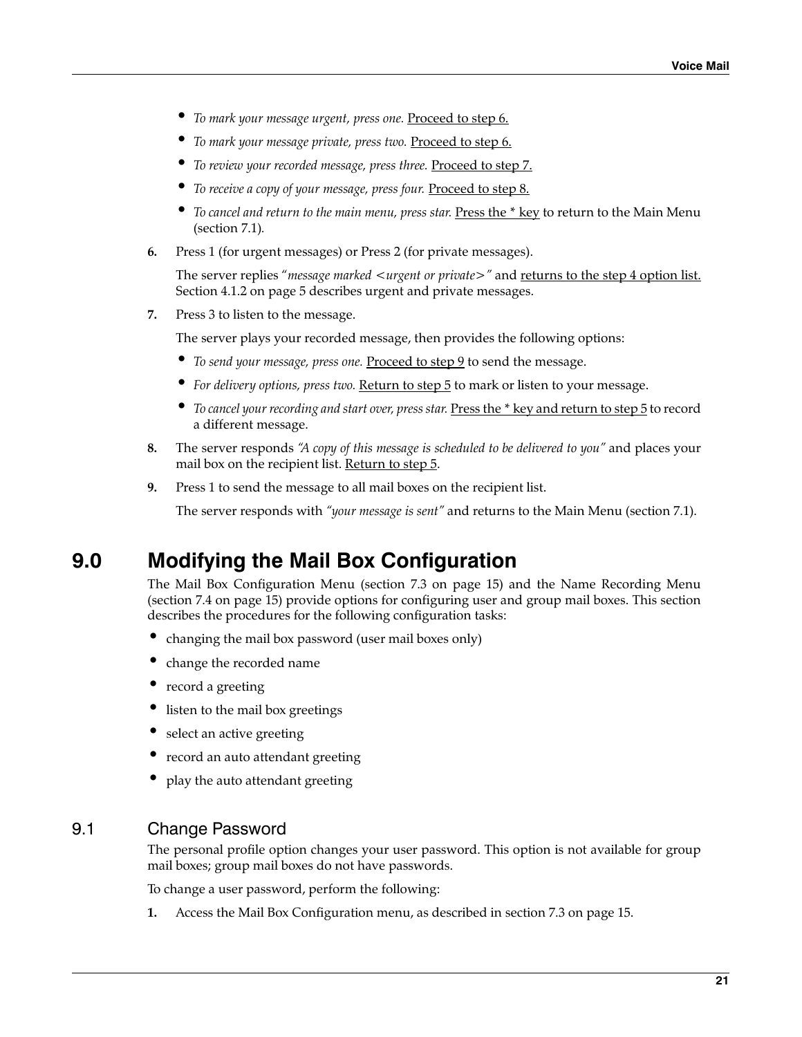- *To mark your message urgent, press one.* Proceed to step 6.
- *To mark your message private, press two.* Proceed to step 6.
- *To review your recorded message, press three.* Proceed to step 7.
- *To receive a copy of your message, press four.* Proceed to step 8.
- *To cancel and return to the main menu, press star.* Press the * key to return to the Main Menu (section 7.1).

**6.** Press 1 (for urgent messages) or Press 2 (for private messages).

The server replies "*message marked <urgent or private>"* and returns to the step 4 option list. Section 4.1.2 on page 5 describes urgent and private messages.

**7.** Press 3 to listen to the message.

The server plays your recorded message, then provides the following options:

- *To send your message, press one.* Proceed to step 9 to send the message.
- *For delivery options, press two.* Return to step 5 to mark or listen to your message.
- *To cancel your recording and start over, press star.* Press the * key and return to step 5 to record a different message.

**8.** The server responds *"A copy of this message is scheduled to be delivered to you"* and places your mail box on the recipient list. Return to step 5.

**9.** Press 1 to send the message to all mail boxes on the recipient list.

The server responds with *"your message is sent"* and returns to the Main Menu (section 7.1).

# 9.0 Modifying the Mail Box Configuration

The Mail Box Configuration Menu (section 7.3 on page 15) and the Name Recording Menu (section 7.4 on page 15) provide options for configuring user and group mail boxes. This section describes the procedures for the following configuration tasks:

- changing the mail box password (user mail boxes only)
- change the recorded name
- record a greeting
- listen to the mail box greetings
- select an active greeting
- record an auto attendant greeting
- play the auto attendant greeting

## 9.1 Change Password

The personal profile option changes your user password. This option is not available for group mail boxes; group mail boxes do not have passwords.

To change a user password, perform the following:

**1.** Access the Mail Box Configuration menu, as described in section 7.3 on page 15.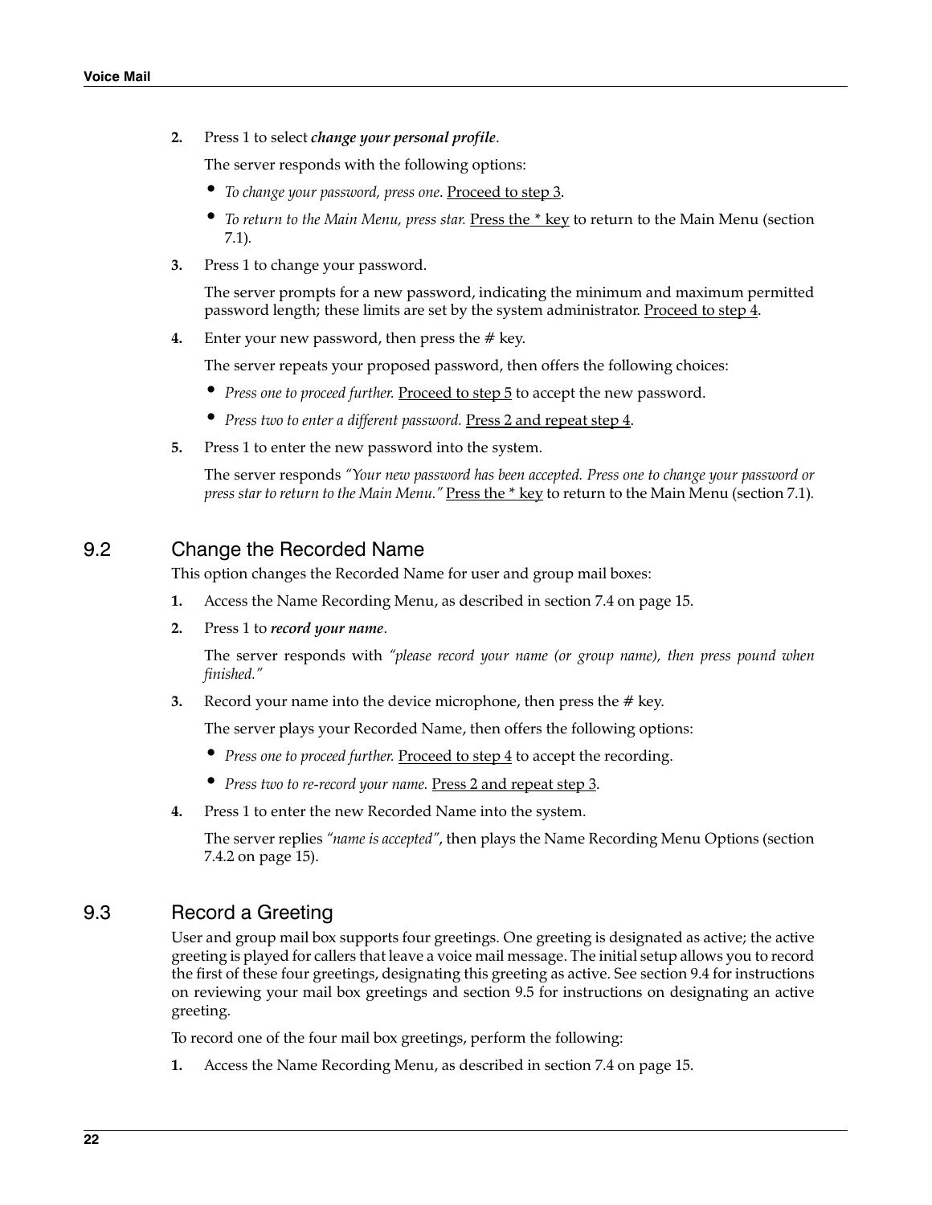2. Press 1 to select ***change your personal profile***.

   The server responds with the following options:

   - *To change your password, press one*. Proceed to step 3.
   - *To return to the Main Menu, press star.* Press the * key to return to the Main Menu (section 7.1).

3. Press 1 to change your password.

   The server prompts for a new password, indicating the minimum and maximum permitted password length; these limits are set by the system administrator. Proceed to step 4.

4. Enter your new password, then press the # key.

   The server repeats your proposed password, then offers the following choices:

   - *Press one to proceed further.* Proceed to step 5 to accept the new password.
   - *Press two to enter a different password.* Press 2 and repeat step 4.

5. Press 1 to enter the new password into the system.

   The server responds *"Your new password has been accepted. Press one to change your password or press star to return to the Main Menu."* Press the * key to return to the Main Menu (section 7.1).

## 9.2 Change the Recorded Name

This option changes the Recorded Name for user and group mail boxes:

1. Access the Name Recording Menu, as described in section 7.4 on page 15.

2. Press 1 to ***record your name***.

   The server responds with *"please record your name (or group name), then press pound when finished."*

3. Record your name into the device microphone, then press the # key.

   The server plays your Recorded Name, then offers the following options:

   - *Press one to proceed further.* Proceed to step 4 to accept the recording.
   - *Press two to re-record your name.* Press 2 and repeat step 3.

4. Press 1 to enter the new Recorded Name into the system.

   The server replies *"name is accepted"*, then plays the Name Recording Menu Options (section 7.4.2 on page 15).

## 9.3 Record a Greeting

User and group mail box supports four greetings. One greeting is designated as active; the active greeting is played for callers that leave a voice mail message. The initial setup allows you to record the first of these four greetings, designating this greeting as active. See section 9.4 for instructions on reviewing your mail box greetings and section 9.5 for instructions on designating an active greeting.

To record one of the four mail box greetings, perform the following:

1. Access the Name Recording Menu, as described in section 7.4 on page 15.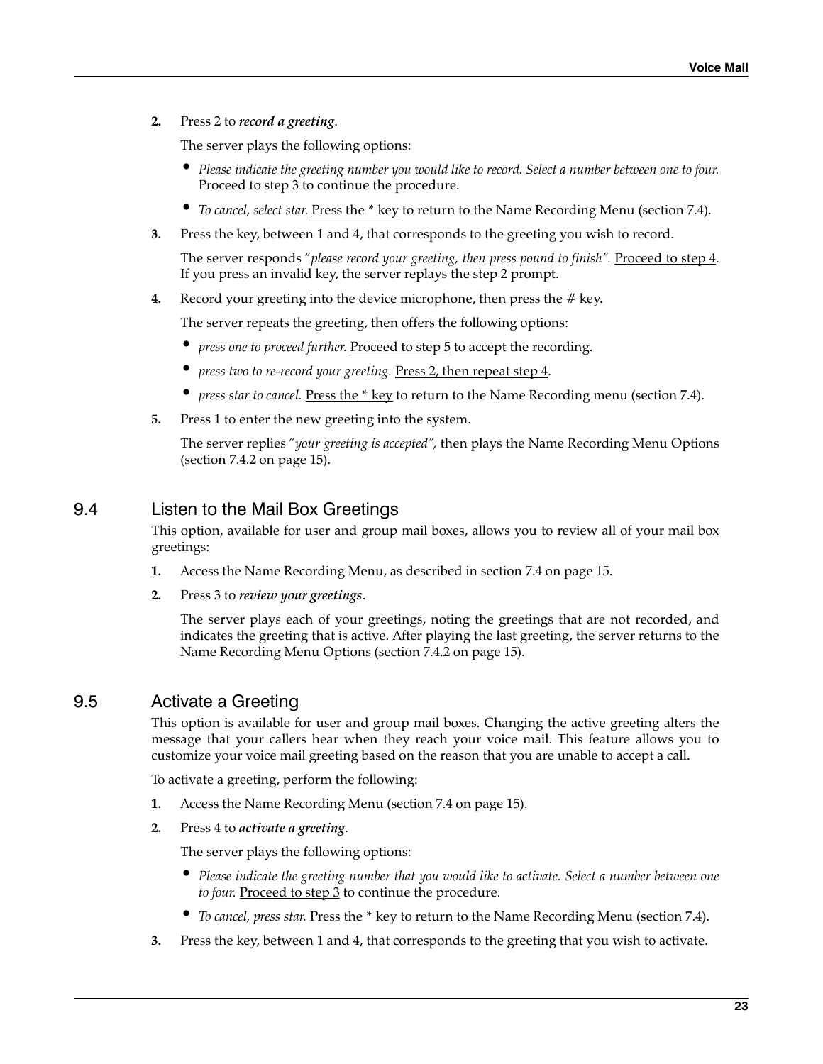2. Press 2 to ***record a greeting***.

   The server plays the following options:

   - *Please indicate the greeting number you would like to record. Select a number between one to four.* Proceed to step 3 to continue the procedure.
   - *To cancel, select star.* Press the * key to return to the Name Recording Menu (section 7.4).

3. Press the key, between 1 and 4, that corresponds to the greeting you wish to record.

   The server responds *"please record your greeting, then press pound to finish"*. Proceed to step 4. If you press an invalid key, the server replays the step 2 prompt.

4. Record your greeting into the device microphone, then press the # key.

   The server repeats the greeting, then offers the following options:

   - *press one to proceed further.* Proceed to step 5 to accept the recording.
   - *press two to re-record your greeting.* Press 2, then repeat step 4.
   - *press star to cancel.* Press the * key to return to the Name Recording menu (section 7.4).

5. Press 1 to enter the new greeting into the system.

   The server replies *"your greeting is accepted"*, then plays the Name Recording Menu Options (section 7.4.2 on page 15).

## 9.4 Listen to the Mail Box Greetings

This option, available for user and group mail boxes, allows you to review all of your mail box greetings:

1. Access the Name Recording Menu, as described in section 7.4 on page 15.
2. Press 3 to ***review your greetings***.

   The server plays each of your greetings, noting the greetings that are not recorded, and indicates the greeting that is active. After playing the last greeting, the server returns to the Name Recording Menu Options (section 7.4.2 on page 15).

## 9.5 Activate a Greeting

This option is available for user and group mail boxes. Changing the active greeting alters the message that your callers hear when they reach your voice mail. This feature allows you to customize your voice mail greeting based on the reason that you are unable to accept a call.

To activate a greeting, perform the following:

1. Access the Name Recording Menu (section 7.4 on page 15).
2. Press 4 to ***activate a greeting***.

   The server plays the following options:

   - *Please indicate the greeting number that you would like to activate. Select a number between one to four.* Proceed to step 3 to continue the procedure.
   - *To cancel, press star.* Press the * key to return to the Name Recording Menu (section 7.4).

3. Press the key, between 1 and 4, that corresponds to the greeting that you wish to activate.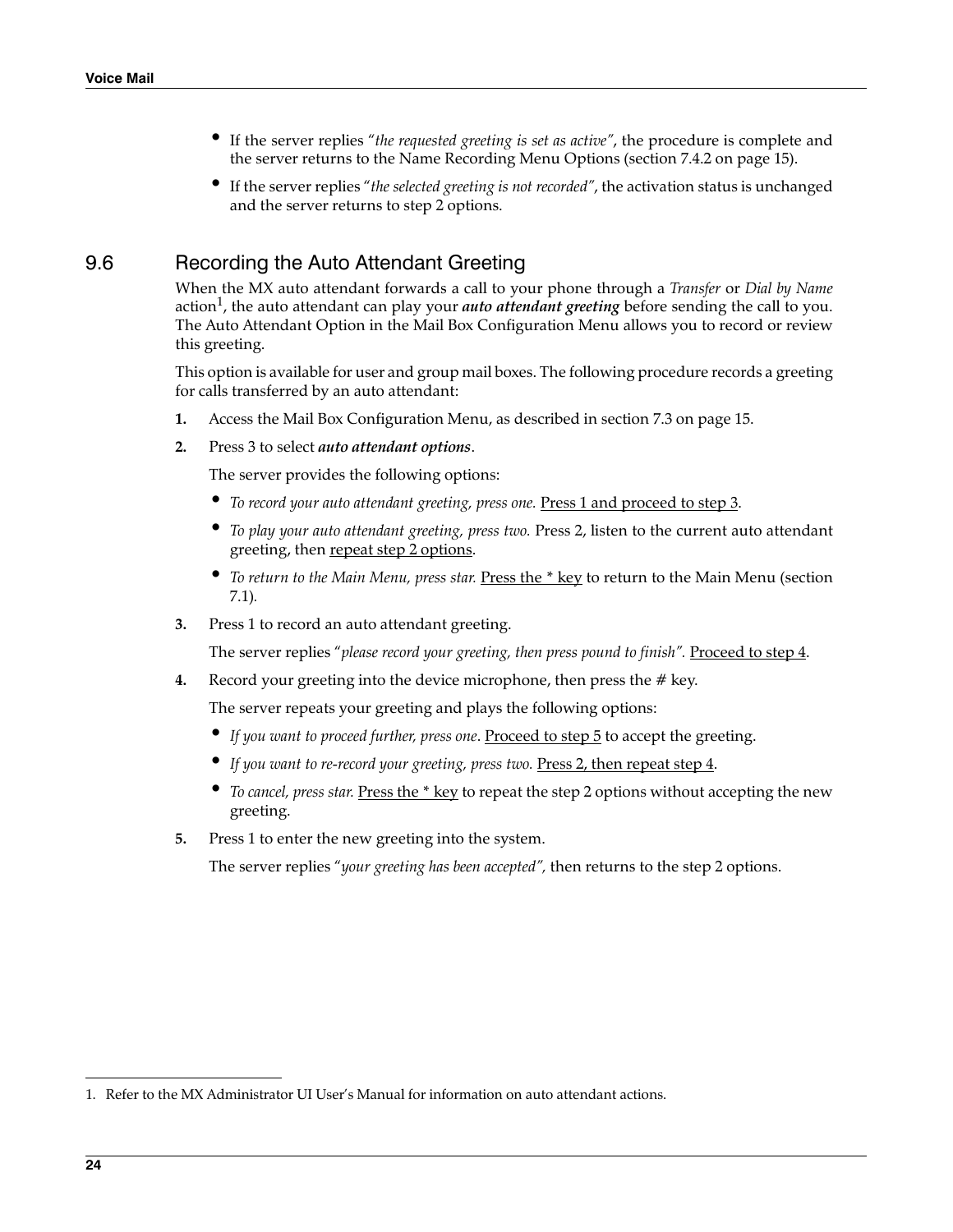- If the server replies "*the requested greeting is set as active*", the procedure is complete and the server returns to the Name Recording Menu Options (section 7.4.2 on page 15).
- If the server replies "*the selected greeting is not recorded*", the activation status is unchanged and the server returns to step 2 options.

## 9.6 Recording the Auto Attendant Greeting

When the MX auto attendant forwards a call to your phone through a *Transfer* or *Dial by Name* action[1], the auto attendant can play your ***auto attendant greeting*** before sending the call to you. The Auto Attendant Option in the Mail Box Configuration Menu allows you to record or review this greeting.

This option is available for user and group mail boxes. The following procedure records a greeting for calls transferred by an auto attendant:

1. Access the Mail Box Configuration Menu, as described in section 7.3 on page 15.
2. Press 3 to select ***auto attendant options***.

   The server provides the following options:

   - *To record your auto attendant greeting, press one.* Press 1 and proceed to step 3.
   - *To play your auto attendant greeting, press two.* Press 2, listen to the current auto attendant greeting, then repeat step 2 options.
   - *To return to the Main Menu, press star.* Press the * key to return to the Main Menu (section 7.1).
3. Press 1 to record an auto attendant greeting.

   The server replies "*please record your greeting, then press pound to finish*". Proceed to step 4.
4. Record your greeting into the device microphone, then press the # key.

   The server repeats your greeting and plays the following options:

   - *If you want to proceed further, press one*. Proceed to step 5 to accept the greeting.
   - *If you want to re-record your greeting, press two.* Press 2, then repeat step 4.
   - *To cancel, press star.* Press the * key to repeat the step 2 options without accepting the new greeting.
5. Press 1 to enter the new greeting into the system.

   The server replies "*your greeting has been accepted*", then returns to the step 2 options.

---

1. Refer to the MX Administrator UI User's Manual for information on auto attendant actions.